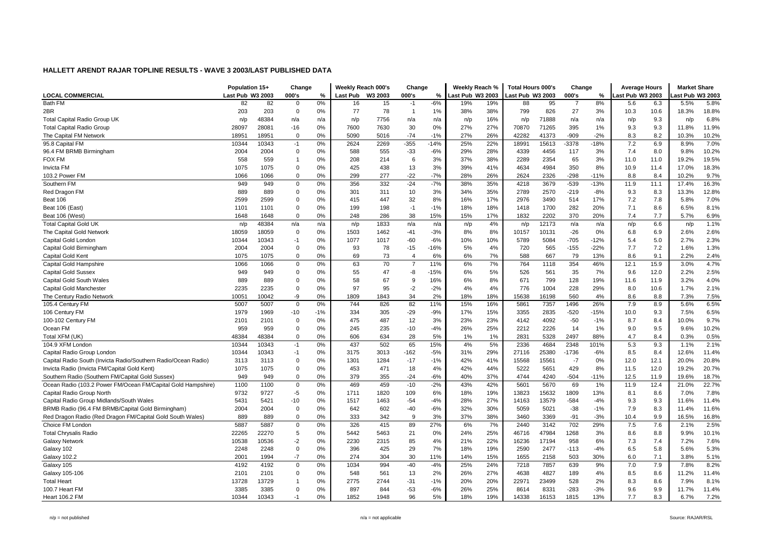# HALLETT ARENDT RAJAR TOPLINE RESULTS - WAVE 3 2003/LAST PUBLISHED DATA

| | Population 15+ | | Change | | Weekly Reach 000's | | Change | | Weekly Reach % | | Total Hours 000's | | Change | | Average Hours | | Market Share | |
|---|---|---|---|---|---|---|---|---|---|---|---|---|---|---|---|---|---|---|
| **LOCAL COMMERCIAL** | Last Pub | W3 2003 | 000's | % | Last Pub | W3 2003 | 000's | % | Last Pub | W3 2003 | Last Pub | W3 2003 | 000's | % | Last Pub | W3 2003 | Last Pub | W3 2003 |
| Bath FM | 82 | 82 | 0 | 0% | 16 | 15 | -1 | -6% | 19% | 19% | 88 | 95 | 7 | 8% | 5.6 | 6.3 | 5.5% | 5.8% |
| 2BR | 203 | 203 | 0 | 0% | 77 | 78 | 1 | 1% | 38% | 38% | 799 | 826 | 27 | 3% | 10.3 | 10.6 | 18.3% | 18.8% |
| Total Capital Radio Group UK | n/p | 48384 | n/a | n/a | n/p | 7756 | n/a | n/a | n/p | 16% | n/p | 71888 | n/a | n/a | n/p | 9.3 | n/p | 6.8% |
| Total Capital Radio Group | 28097 | 28081 | -16 | 0% | 7600 | 7630 | 30 | 0% | 27% | 27% | 70870 | 71265 | 395 | 1% | 9.3 | 9.3 | 11.8% | 11.9% |
| The Capital FM Network | 18951 | 18951 | 0 | 0% | 5090 | 5016 | -74 | -1% | 27% | 26% | 42282 | 41373 | -909 | -2% | 8.3 | 8.2 | 10.3% | 10.2% |
| 95.8 Capital FM | 10344 | 10343 | -1 | 0% | 2624 | 2269 | -355 | -14% | 25% | 22% | 18991 | 15613 | -3378 | -18% | 7.2 | 6.9 | 8.9% | 7.0% |
| 96.4 FM BRMB Birmingham | 2004 | 2004 | 0 | 0% | 588 | 555 | -33 | -6% | 29% | 28% | 4339 | 4456 | 117 | 3% | 7.4 | 8.0 | 9.8% | 10.2% |
| FOX FM | 558 | 559 | 1 | 0% | 208 | 214 | 6 | 3% | 37% | 38% | 2289 | 2354 | 65 | 3% | 11.0 | 11.0 | 19.2% | 19.5% |
| Invicta FM | 1075 | 1075 | 0 | 0% | 425 | 438 | 13 | 3% | 39% | 41% | 4634 | 4984 | 350 | 8% | 10.9 | 11.4 | 17.0% | 18.3% |
| 103.2 Power FM | 1066 | 1066 | 0 | 0% | 299 | 277 | -22 | -7% | 28% | 26% | 2624 | 2326 | -298 | -11% | 8.8 | 8.4 | 10.2% | 9.7% |
| Southern FM | 949 | 949 | 0 | 0% | 356 | 332 | -24 | -7% | 38% | 35% | 4218 | 3679 | -539 | -13% | 11.9 | 11.1 | 17.4% | 16.3% |
| Red Dragon FM | 889 | 889 | 0 | 0% | 301 | 311 | 10 | 3% | 34% | 35% | 2789 | 2570 | -219 | -8% | 9.3 | 8.3 | 13.3% | 12.8% |
| Beat 106 | 2599 | 2599 | 0 | 0% | 415 | 447 | 32 | 8% | 16% | 17% | 2976 | 3490 | 514 | 17% | 7.2 | 7.8 | 5.8% | 7.0% |
| Beat 106 (East) | 1101 | 1101 | 0 | 0% | 199 | 198 | -1 | -1% | 18% | 18% | 1418 | 1700 | 282 | 20% | 7.1 | 8.6 | 6.5% | 8.1% |
| Beat 106 (West) | 1648 | 1648 | 0 | 0% | 248 | 286 | 38 | 15% | 15% | 17% | 1832 | 2202 | 370 | 20% | 7.4 | 7.7 | 5.7% | 6.9% |
| Total Capital Gold UK | n/p | 48384 | n/a | n/a | n/p | 1833 | n/a | n/a | n/p | 4% | n/p | 12173 | n/a | n/a | n/p | 6.6 | n/p | 1.1% |
| The Capital Gold Network | 18059 | 18059 | 0 | 0% | 1503 | 1462 | -41 | -3% | 8% | 8% | 10157 | 10131 | -26 | 0% | 6.8 | 6.9 | 2.6% | 2.6% |
| Capital Gold London | 10344 | 10343 | -1 | 0% | 1077 | 1017 | -60 | -6% | 10% | 10% | 5789 | 5084 | -705 | -12% | 5.4 | 5.0 | 2.7% | 2.3% |
| Capital Gold Birmingham | 2004 | 2004 | 0 | 0% | 93 | 78 | -15 | -16% | 5% | 4% | 720 | 565 | -155 | -22% | 7.7 | 7.2 | 1.6% | 1.3% |
| Capital Gold Kent | 1075 | 1075 | 0 | 0% | 69 | 73 | 4 | 6% | 6% | 7% | 588 | 667 | 79 | 13% | 8.6 | 9.1 | 2.2% | 2.4% |
| Capital Gold Hampshire | 1066 | 1066 | 0 | 0% | 63 | 70 | 7 | 11% | 6% | 7% | 764 | 1118 | 354 | 46% | 12.1 | 15.9 | 3.0% | 4.7% |
| Capital Gold Sussex | 949 | 949 | 0 | 0% | 55 | 47 | -8 | -15% | 6% | 5% | 526 | 561 | 35 | 7% | 9.6 | 12.0 | 2.2% | 2.5% |
| Capital Gold South Wales | 889 | 889 | 0 | 0% | 58 | 67 | 9 | 16% | 6% | 8% | 671 | 799 | 128 | 19% | 11.6 | 11.9 | 3.2% | 4.0% |
| Capital Gold Manchester | 2235 | 2235 | 0 | 0% | 97 | 95 | -2 | -2% | 4% | 4% | 776 | 1004 | 228 | 29% | 8.0 | 10.6 | 1.7% | 2.1% |
| The Century Radio Network | 10051 | 10042 | -9 | 0% | 1809 | 1843 | 34 | 2% | 18% | 18% | 15638 | 16198 | 560 | 4% | 8.6 | 8.8 | 7.3% | 7.5% |
| 105.4 Century FM | 5007 | 5007 | 0 | 0% | 744 | 826 | 82 | 11% | 15% | 16% | 5861 | 7357 | 1496 | 26% | 7.9 | 8.9 | 5.6% | 6.5% |
| 106 Century FM | 1979 | 1969 | -10 | -1% | 334 | 305 | -29 | -9% | 17% | 15% | 3355 | 2835 | -520 | -15% | 10.0 | 9.3 | 7.5% | 6.5% |
| 100-102 Century FM | 2101 | 2101 | 0 | 0% | 475 | 487 | 12 | 3% | 23% | 23% | 4142 | 4092 | -50 | -1% | 8.7 | 8.4 | 10.0% | 9.7% |
| Ocean FM | 959 | 959 | 0 | 0% | 245 | 235 | -10 | -4% | 26% | 25% | 2212 | 2226 | 14 | 1% | 9.0 | 9.5 | 9.6% | 10.2% |
| Total XFM (UK) | 48384 | 48384 | 0 | 0% | 606 | 634 | 28 | 5% | 1% | 1% | 2831 | 5328 | 2497 | 88% | 4.7 | 8.4 | 0.3% | 0.5% |
| 104.9 XFM London | 10344 | 10343 | -1 | 0% | 437 | 502 | 65 | 15% | 4% | 5% | 2336 | 4684 | 2348 | 101% | 5.3 | 9.3 | 1.1% | 2.1% |
| Capital Radio Group London | 10344 | 10343 | -1 | 0% | 3175 | 3013 | -162 | -5% | 31% | 29% | 27116 | 25380 | -1736 | -6% | 8.5 | 8.4 | 12.6% | 11.4% |
| Capital Radio South (Invicta Radio/Southern Radio/Ocean Radio) | 3113 | 3113 | 0 | 0% | 1301 | 1284 | -17 | -1% | 42% | 41% | 15568 | 15561 | -7 | 0% | 12.0 | 12.1 | 20.0% | 20.8% |
| Invicta Radio (Invicta FM/Capital Gold Kent) | 1075 | 1075 | 0 | 0% | 453 | 471 | 18 | 4% | 42% | 44% | 5222 | 5651 | 429 | 8% | 11.5 | 12.0 | 19.2% | 20.7% |
| Southern Radio (Southern FM/Capital Gold Sussex) | 949 | 949 | 0 | 0% | 379 | 355 | -24 | -6% | 40% | 37% | 4744 | 4240 | -504 | -11% | 12.5 | 11.9 | 19.6% | 18.7% |
| Ocean Radio (103.2 Power FM/Ocean FM/Capital Gold Hampshire) | 1100 | 1100 | 0 | 0% | 469 | 459 | -10 | -2% | 43% | 42% | 5601 | 5670 | 69 | 1% | 11.9 | 12.4 | 21.0% | 22.7% |
| Capital Radio Group North | 9732 | 9727 | -5 | 0% | 1711 | 1820 | 109 | 6% | 18% | 19% | 13823 | 15632 | 1809 | 13% | 8.1 | 8.6 | 7.0% | 7.8% |
| Capital Radio Group Midlands/South Wales | 5431 | 5421 | -10 | 0% | 1517 | 1463 | -54 | -4% | 28% | 27% | 14163 | 13579 | -584 | -4% | 9.3 | 9.3 | 11.6% | 11.4% |
| BRMB Radio (96.4 FM BRMB/Capital Gold Birmingham) | 2004 | 2004 | 0 | 0% | 642 | 602 | -40 | -6% | 32% | 30% | 5059 | 5021 | -38 | -1% | 7.9 | 8.3 | 11.4% | 11.6% |
| Red Dragon Radio (Red Dragon FM/Capital Gold South Wales) | 889 | 889 | 0 | 0% | 333 | 342 | 9 | 3% | 37% | 38% | 3460 | 3369 | -91 | -3% | 10.4 | 9.9 | 16.5% | 16.8% |
| Choice FM London | 5887 | 5887 | 0 | 0% | 326 | 415 | 89 | 27% | 6% | 7% | 2440 | 3142 | 702 | 29% | 7.5 | 7.6 | 2.1% | 2.5% |
| Total Chrysalis Radio | 22265 | 22270 | 5 | 0% | 5442 | 5463 | 21 | 0% | 24% | 25% | 46716 | 47984 | 1268 | 3% | 8.6 | 8.8 | 9.9% | 10.1% |
| Galaxy Network | 10538 | 10536 | -2 | 0% | 2230 | 2315 | 85 | 4% | 21% | 22% | 16236 | 17194 | 958 | 6% | 7.3 | 7.4 | 7.2% | 7.6% |
| Galaxy 102 | 2248 | 2248 | 0 | 0% | 396 | 425 | 29 | 7% | 18% | 19% | 2590 | 2477 | -113 | -4% | 6.5 | 5.8 | 5.6% | 5.3% |
| Galaxy 102.2 | 2001 | 1994 | -7 | 0% | 274 | 304 | 30 | 11% | 14% | 15% | 1655 | 2158 | 503 | 30% | 6.0 | 7.1 | 3.8% | 5.1% |
| Galaxy 105 | 4192 | 4192 | 0 | 0% | 1034 | 994 | -40 | -4% | 25% | 24% | 7218 | 7857 | 639 | 9% | 7.0 | 7.9 | 7.8% | 8.2% |
| Galaxy 105-106 | 2101 | 2101 | 0 | 0% | 548 | 561 | 13 | 2% | 26% | 27% | 4638 | 4827 | 189 | 4% | 8.5 | 8.6 | 11.2% | 11.4% |
| Total Heart | 13728 | 13729 | 1 | 0% | 2775 | 2744 | -31 | -1% | 20% | 20% | 22971 | 23499 | 528 | 2% | 8.3 | 8.6 | 7.9% | 8.1% |
| 100.7 Heart FM | 3385 | 3385 | 0 | 0% | 897 | 844 | -53 | -6% | 26% | 25% | 8614 | 8331 | -283 | -3% | 9.6 | 9.9 | 11.7% | 11.4% |
| Heart 106.2 FM | 10344 | 10343 | -1 | 0% | 1852 | 1948 | 96 | 5% | 18% | 19% | 14338 | 16153 | 1815 | 13% | 7.7 | 8.3 | 6.7% | 7.2% |

n/p = not published

n/a = not applicable

Source: RAJAR/RSL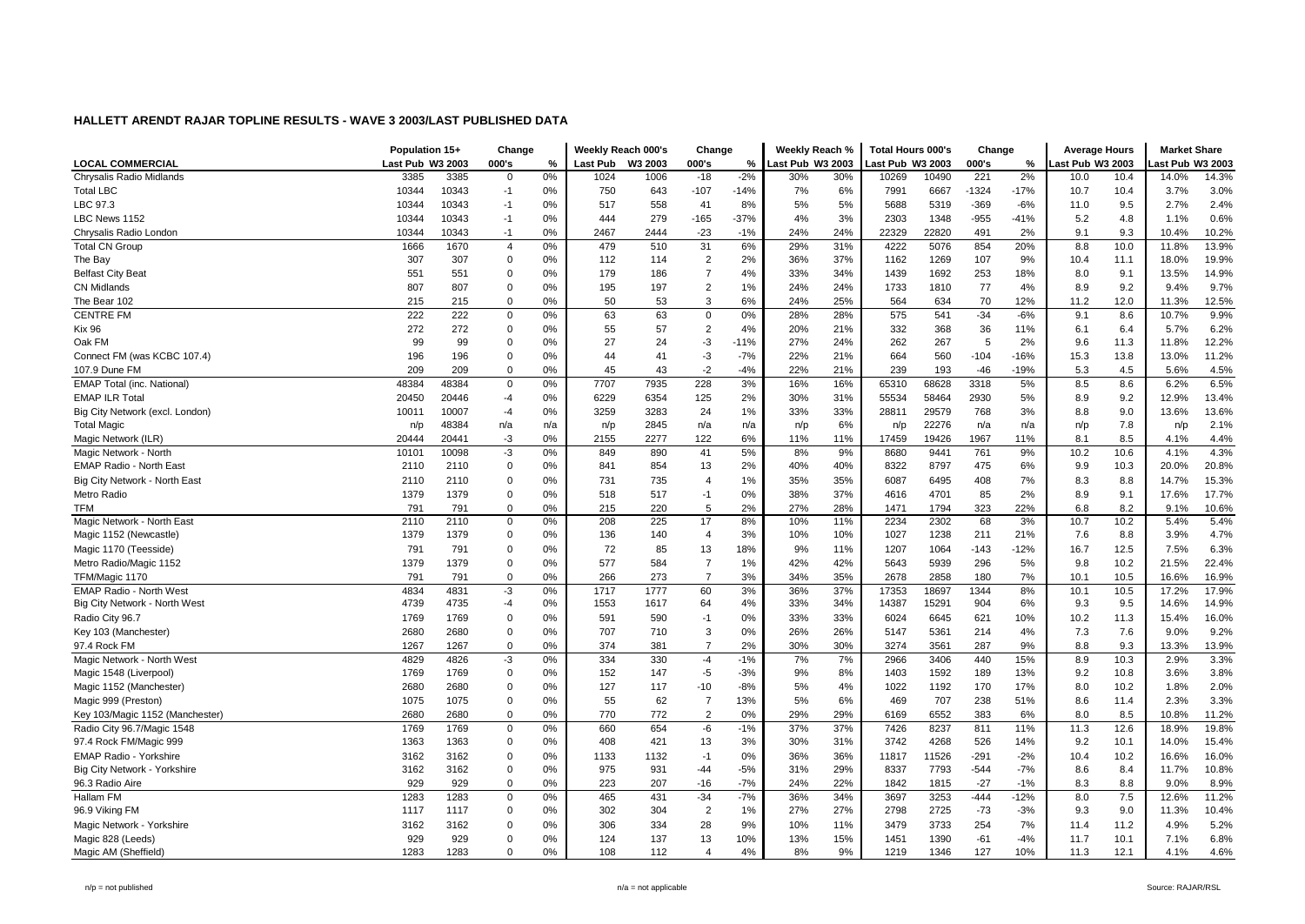## HALLETT ARENDT RAJAR TOPLINE RESULTS - WAVE 3 2003/LAST PUBLISHED DATA

| LOCAL COMMERCIAL | Population 15+ | | Change | | Weekly Reach 000's | | Change | | Weekly Reach % | | Total Hours 000's | | Change | | Average Hours | | Market Share | |
|---|---|---|---|---|---|---|---|---|---|---|---|---|---|---|---|---|---|---|
| | Last Pub | W3 2003 | 000's | % | Last Pub | W3 2003 | 000's | % | Last Pub | W3 2003 | Last Pub | W3 2003 | 000's | % | Last Pub | W3 2003 | Last Pub | W3 2003 |
| Chrysalis Radio Midlands | 3385 | 3385 | 0 | 0% | 1024 | 1006 | -18 | -2% | 30% | 30% | 10269 | 10490 | 221 | 2% | 10.0 | 10.4 | 14.0% | 14.3% |
| Total LBC | 10344 | 10343 | -1 | 0% | 750 | 643 | -107 | -14% | 7% | 6% | 7991 | 6667 | -1324 | -17% | 10.7 | 10.4 | 3.7% | 3.0% |
| LBC 97.3 | 10344 | 10343 | -1 | 0% | 517 | 558 | 41 | 8% | 5% | 5% | 5688 | 5319 | -369 | -6% | 11.0 | 9.5 | 2.7% | 2.4% |
| LBC News 1152 | 10344 | 10343 | -1 | 0% | 444 | 279 | -165 | -37% | 4% | 3% | 2303 | 1348 | -955 | -41% | 5.2 | 4.8 | 1.1% | 0.6% |
| Chrysalis Radio London | 10344 | 10343 | -1 | 0% | 2467 | 2444 | -23 | -1% | 24% | 24% | 22329 | 22820 | 491 | 2% | 9.1 | 9.3 | 10.4% | 10.2% |
| Total CN Group | 1666 | 1670 | 4 | 0% | 479 | 510 | 31 | 6% | 29% | 31% | 4222 | 5076 | 854 | 20% | 8.8 | 10.0 | 11.8% | 13.9% |
| The Bay | 307 | 307 | 0 | 0% | 112 | 114 | 2 | 2% | 36% | 37% | 1162 | 1269 | 107 | 9% | 10.4 | 11.1 | 18.0% | 19.9% |
| Belfast City Beat | 551 | 551 | 0 | 0% | 179 | 186 | 7 | 4% | 33% | 34% | 1439 | 1692 | 253 | 18% | 8.0 | 9.1 | 13.5% | 14.9% |
| CN Midlands | 807 | 807 | 0 | 0% | 195 | 197 | 2 | 1% | 24% | 24% | 1733 | 1810 | 77 | 4% | 8.9 | 9.2 | 9.4% | 9.7% |
| The Bear 102 | 215 | 215 | 0 | 0% | 50 | 53 | 3 | 6% | 24% | 25% | 564 | 634 | 70 | 12% | 11.2 | 12.0 | 11.3% | 12.5% |
| CENTRE FM | 222 | 222 | 0 | 0% | 63 | 63 | 0 | 0% | 28% | 28% | 575 | 541 | -34 | -6% | 9.1 | 8.6 | 10.7% | 9.9% |
| Kix 96 | 272 | 272 | 0 | 0% | 55 | 57 | 2 | 4% | 20% | 21% | 332 | 368 | 36 | 11% | 6.1 | 6.4 | 5.7% | 6.2% |
| Oak FM | 99 | 99 | 0 | 0% | 27 | 24 | -3 | -11% | 27% | 24% | 262 | 267 | 5 | 2% | 9.6 | 11.3 | 11.8% | 12.2% |
| Connect FM (was KCBC 107.4) | 196 | 196 | 0 | 0% | 44 | 41 | -3 | -7% | 22% | 21% | 664 | 560 | -104 | -16% | 15.3 | 13.8 | 13.0% | 11.2% |
| 107.9 Dune FM | 209 | 209 | 0 | 0% | 45 | 43 | -2 | -4% | 22% | 21% | 239 | 193 | -46 | -19% | 5.3 | 4.5 | 5.6% | 4.5% |
| EMAP Total (inc. National) | 48384 | 48384 | 0 | 0% | 7707 | 7935 | 228 | 3% | 16% | 16% | 65310 | 68628 | 3318 | 5% | 8.5 | 8.6 | 6.2% | 6.5% |
| EMAP ILR Total | 20450 | 20446 | -4 | 0% | 6229 | 6354 | 125 | 2% | 30% | 31% | 55534 | 58464 | 2930 | 5% | 8.9 | 9.2 | 12.9% | 13.4% |
| Big City Network (excl. London) | 10011 | 10007 | -4 | 0% | 3259 | 3283 | 24 | 1% | 33% | 33% | 28811 | 29579 | 768 | 3% | 8.8 | 9.0 | 13.6% | 13.6% |
| Total Magic | n/p | 48384 | n/a | n/a | n/p | 2845 | n/a | n/a | n/p | 6% | n/p | 22276 | n/a | n/a | n/p | 7.8 | n/p | 2.1% |
| Magic Network (ILR) | 20444 | 20441 | -3 | 0% | 2155 | 2277 | 122 | 6% | 11% | 11% | 17459 | 19426 | 1967 | 11% | 8.1 | 8.5 | 4.1% | 4.4% |
| Magic Network - North | 10101 | 10098 | -3 | 0% | 849 | 890 | 41 | 5% | 8% | 9% | 8680 | 9441 | 761 | 9% | 10.2 | 10.6 | 4.1% | 4.3% |
| EMAP Radio - North East | 2110 | 2110 | 0 | 0% | 841 | 854 | 13 | 2% | 40% | 40% | 8322 | 8797 | 475 | 6% | 9.9 | 10.3 | 20.0% | 20.8% |
| Big City Network - North East | 2110 | 2110 | 0 | 0% | 731 | 735 | 4 | 1% | 35% | 35% | 6087 | 6495 | 408 | 7% | 8.3 | 8.8 | 14.7% | 15.3% |
| Metro Radio | 1379 | 1379 | 0 | 0% | 518 | 517 | -1 | 0% | 38% | 37% | 4616 | 4701 | 85 | 2% | 8.9 | 9.1 | 17.6% | 17.7% |
| TFM | 791 | 791 | 0 | 0% | 215 | 220 | 5 | 2% | 27% | 28% | 1471 | 1794 | 323 | 22% | 6.8 | 8.2 | 9.1% | 10.6% |
| Magic Network - North East | 2110 | 2110 | 0 | 0% | 208 | 225 | 17 | 8% | 10% | 11% | 2234 | 2302 | 68 | 3% | 10.7 | 10.2 | 5.4% | 5.4% |
| Magic 1152 (Newcastle) | 1379 | 1379 | 0 | 0% | 136 | 140 | 4 | 3% | 10% | 10% | 1027 | 1238 | 211 | 21% | 7.6 | 8.8 | 3.9% | 4.7% |
| Magic 1170 (Teesside) | 791 | 791 | 0 | 0% | 72 | 85 | 13 | 18% | 9% | 11% | 1207 | 1064 | -143 | -12% | 16.7 | 12.5 | 7.5% | 6.3% |
| Metro Radio/Magic 1152 | 1379 | 1379 | 0 | 0% | 577 | 584 | 7 | 1% | 42% | 42% | 5643 | 5939 | 296 | 5% | 9.8 | 10.2 | 21.5% | 22.4% |
| TFM/Magic 1170 | 791 | 791 | 0 | 0% | 266 | 273 | 7 | 3% | 34% | 35% | 2678 | 2858 | 180 | 7% | 10.1 | 10.5 | 16.6% | 16.9% |
| EMAP Radio - North West | 4834 | 4831 | -3 | 0% | 1717 | 1777 | 60 | 3% | 36% | 37% | 17353 | 18697 | 1344 | 8% | 10.1 | 10.5 | 17.2% | 17.9% |
| Big City Network - North West | 4739 | 4735 | -4 | 0% | 1553 | 1617 | 64 | 4% | 33% | 34% | 14387 | 15291 | 904 | 6% | 9.3 | 9.5 | 14.6% | 14.9% |
| Radio City 96.7 | 1769 | 1769 | 0 | 0% | 591 | 590 | -1 | 0% | 33% | 33% | 6024 | 6645 | 621 | 10% | 10.2 | 11.3 | 15.4% | 16.0% |
| Key 103 (Manchester) | 2680 | 2680 | 0 | 0% | 707 | 710 | 3 | 0% | 26% | 26% | 5147 | 5361 | 214 | 4% | 7.3 | 7.6 | 9.0% | 9.2% |
| 97.4 Rock FM | 1267 | 1267 | 0 | 0% | 374 | 381 | 7 | 2% | 30% | 30% | 3274 | 3561 | 287 | 9% | 8.8 | 9.3 | 13.3% | 13.9% |
| Magic Network - North West | 4829 | 4826 | -3 | 0% | 334 | 330 | -4 | -1% | 7% | 7% | 2966 | 3406 | 440 | 15% | 8.9 | 10.3 | 2.9% | 3.3% |
| Magic 1548 (Liverpool) | 1769 | 1769 | 0 | 0% | 152 | 147 | -5 | -3% | 9% | 8% | 1403 | 1592 | 189 | 13% | 9.2 | 10.8 | 3.6% | 3.8% |
| Magic 1152 (Manchester) | 2680 | 2680 | 0 | 0% | 127 | 117 | -10 | -8% | 5% | 4% | 1022 | 1192 | 170 | 17% | 8.0 | 10.2 | 1.8% | 2.0% |
| Magic 999 (Preston) | 1075 | 1075 | 0 | 0% | 55 | 62 | 7 | 13% | 5% | 6% | 469 | 707 | 238 | 51% | 8.6 | 11.4 | 2.3% | 3.3% |
| Key 103/Magic 1152 (Manchester) | 2680 | 2680 | 0 | 0% | 770 | 772 | 2 | 0% | 29% | 29% | 6169 | 6552 | 383 | 6% | 8.0 | 8.5 | 10.8% | 11.2% |
| Radio City 96.7/Magic 1548 | 1769 | 1769 | 0 | 0% | 660 | 654 | -6 | -1% | 37% | 37% | 7426 | 8237 | 811 | 11% | 11.3 | 12.6 | 18.9% | 19.8% |
| 97.4 Rock FM/Magic 999 | 1363 | 1363 | 0 | 0% | 408 | 421 | 13 | 3% | 30% | 31% | 3742 | 4268 | 526 | 14% | 9.2 | 10.1 | 14.0% | 15.4% |
| EMAP Radio - Yorkshire | 3162 | 3162 | 0 | 0% | 1133 | 1132 | -1 | 0% | 36% | 36% | 11817 | 11526 | -291 | -2% | 10.4 | 10.2 | 16.6% | 16.0% |
| Big City Network - Yorkshire | 3162 | 3162 | 0 | 0% | 975 | 931 | -44 | -5% | 31% | 29% | 8337 | 7793 | -544 | -7% | 8.6 | 8.4 | 11.7% | 10.8% |
| 96.3 Radio Aire | 929 | 929 | 0 | 0% | 223 | 207 | -16 | -7% | 24% | 22% | 1842 | 1815 | -27 | -1% | 8.3 | 8.8 | 9.0% | 8.9% |
| Hallam FM | 1283 | 1283 | 0 | 0% | 465 | 431 | -34 | -7% | 36% | 34% | 3697 | 3253 | -444 | -12% | 8.0 | 7.5 | 12.6% | 11.2% |
| 96.9 Viking FM | 1117 | 1117 | 0 | 0% | 302 | 304 | 2 | 1% | 27% | 27% | 2798 | 2725 | -73 | -3% | 9.3 | 9.0 | 11.3% | 10.4% |
| Magic Network - Yorkshire | 3162 | 3162 | 0 | 0% | 306 | 334 | 28 | 9% | 10% | 11% | 3479 | 3733 | 254 | 7% | 11.4 | 11.2 | 4.9% | 5.2% |
| Magic 828 (Leeds) | 929 | 929 | 0 | 0% | 124 | 137 | 13 | 10% | 13% | 15% | 1451 | 1390 | -61 | -4% | 11.7 | 10.1 | 7.1% | 6.8% |
| Magic AM (Sheffield) | 1283 | 1283 | 0 | 0% | 108 | 112 | 4 | 4% | 8% | 9% | 1219 | 1346 | 127 | 10% | 11.3 | 12.1 | 4.1% | 4.6% |

n/p = not published    n/a = not applicable    Source: RAJAR/RSL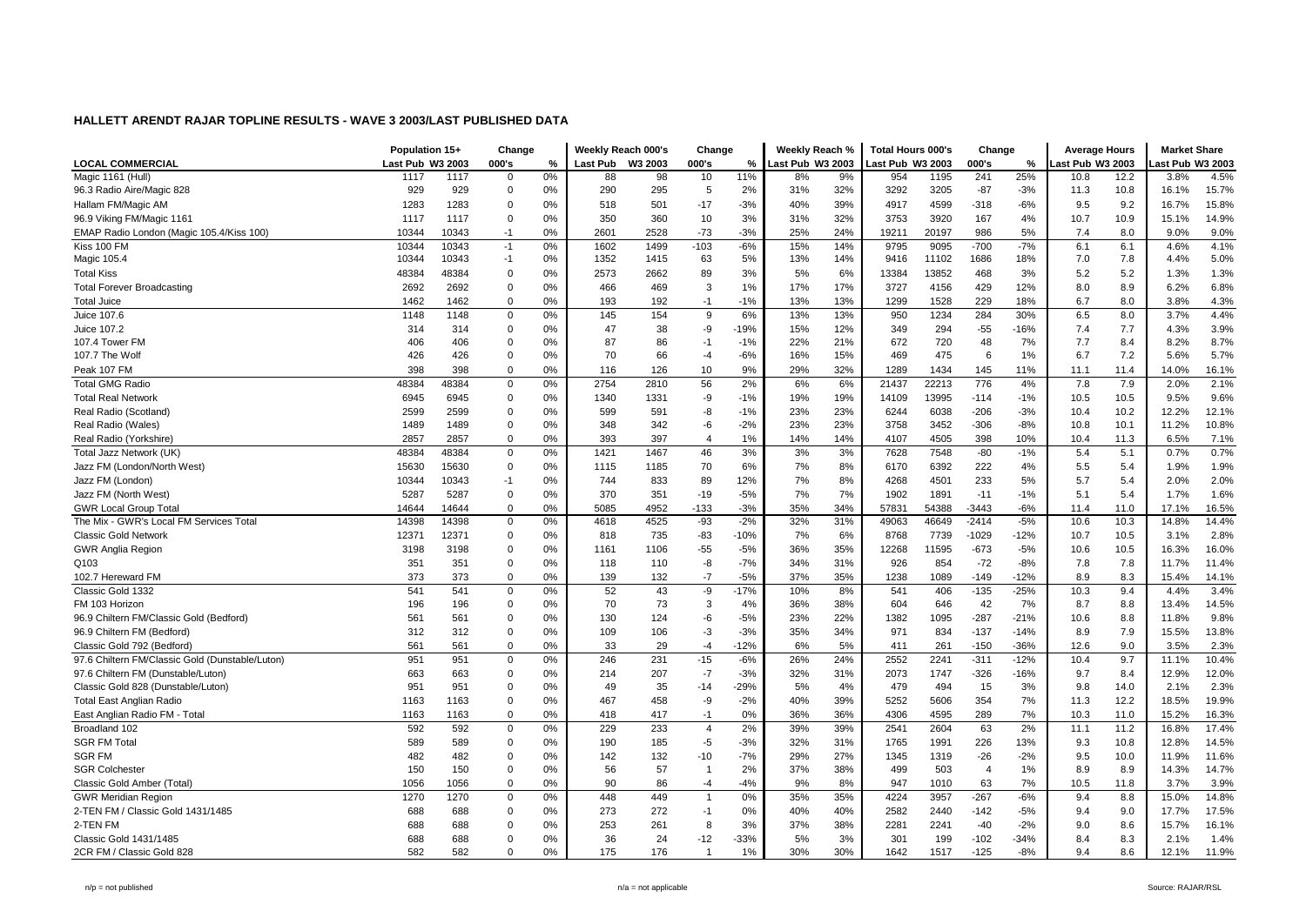## HALLETT ARENDT RAJAR TOPLINE RESULTS - WAVE 3 2003/LAST PUBLISHED DATA

| | Population 15+ | | Change | | Weekly Reach 000's | | Change | | Weekly Reach % | | Total Hours 000's | | Change | | Average Hours | | Market Share | |
|---|---|---|---|---|---|---|---|---|---|---|---|---|---|---|---|---|---|---|
| **LOCAL COMMERCIAL** | Last Pub | W3 2003 | 000's | % | Last Pub | W3 2003 | 000's | % | Last Pub | W3 2003 | Last Pub | W3 2003 | 000's | % | Last Pub | W3 2003 | Last Pub | W3 2003 |
| Magic 1161 (Hull) | 1117 | 1117 | 0 | 0% | 88 | 98 | 10 | 11% | 8% | 9% | 954 | 1195 | 241 | 25% | 10.8 | 12.2 | 3.8% | 4.5% |
| 96.3 Radio Aire/Magic 828 | 929 | 929 | 0 | 0% | 290 | 295 | 5 | 2% | 31% | 32% | 3292 | 3205 | -87 | -3% | 11.3 | 10.8 | 16.1% | 15.7% |
| Hallam FM/Magic AM | 1283 | 1283 | 0 | 0% | 518 | 501 | -17 | -3% | 40% | 39% | 4917 | 4599 | -318 | -6% | 9.5 | 9.2 | 16.7% | 15.8% |
| 96.9 Viking FM/Magic 1161 | 1117 | 1117 | 0 | 0% | 350 | 360 | 10 | 3% | 31% | 32% | 3753 | 3920 | 167 | 4% | 10.7 | 10.9 | 15.1% | 14.9% |
| EMAP Radio London (Magic 105.4/Kiss 100) | 10344 | 10343 | -1 | 0% | 2601 | 2528 | -73 | -3% | 25% | 24% | 19211 | 20197 | 986 | 5% | 7.4 | 8.0 | 9.0% | 9.0% |
| Kiss 100 FM | 10344 | 10343 | -1 | 0% | 1602 | 1499 | -103 | -6% | 15% | 14% | 9795 | 9095 | -700 | -7% | 6.1 | 6.1 | 4.6% | 4.1% |
| Magic 105.4 | 10344 | 10343 | -1 | 0% | 1352 | 1415 | 63 | 5% | 13% | 14% | 9416 | 11102 | 1686 | 18% | 7.0 | 7.8 | 4.4% | 5.0% |
| Total Kiss | 48384 | 48384 | 0 | 0% | 2573 | 2662 | 89 | 3% | 5% | 6% | 13384 | 13852 | 468 | 3% | 5.2 | 5.2 | 1.3% | 1.3% |
| Total Forever Broadcasting | 2692 | 2692 | 0 | 0% | 466 | 469 | 3 | 1% | 17% | 17% | 3727 | 4156 | 429 | 12% | 8.0 | 8.9 | 6.2% | 6.8% |
| Total Juice | 1462 | 1462 | 0 | 0% | 193 | 192 | -1 | -1% | 13% | 13% | 1299 | 1528 | 229 | 18% | 6.7 | 8.0 | 3.8% | 4.3% |
| Juice 107.6 | 1148 | 1148 | 0 | 0% | 145 | 154 | 9 | 6% | 13% | 13% | 950 | 1234 | 284 | 30% | 6.5 | 8.0 | 3.7% | 4.4% |
| Juice 107.2 | 314 | 314 | 0 | 0% | 47 | 38 | -9 | -19% | 15% | 12% | 349 | 294 | -55 | -16% | 7.4 | 7.7 | 4.3% | 3.9% |
| 107.4 Tower FM | 406 | 406 | 0 | 0% | 87 | 86 | -1 | -1% | 22% | 21% | 672 | 720 | 48 | 7% | 7.7 | 8.4 | 8.2% | 8.7% |
| 107.7 The Wolf | 426 | 426 | 0 | 0% | 70 | 66 | -4 | -6% | 16% | 15% | 469 | 475 | 6 | 1% | 6.7 | 7.2 | 5.6% | 5.7% |
| Peak 107 FM | 398 | 398 | 0 | 0% | 116 | 126 | 10 | 9% | 29% | 32% | 1289 | 1434 | 145 | 11% | 11.1 | 11.4 | 14.0% | 16.1% |
| Total GMG Radio | 48384 | 48384 | 0 | 0% | 2754 | 2810 | 56 | 2% | 6% | 6% | 21437 | 22213 | 776 | 4% | 7.8 | 7.9 | 2.0% | 2.1% |
| Total Real Network | 6945 | 6945 | 0 | 0% | 1340 | 1331 | -9 | -1% | 19% | 19% | 14109 | 13995 | -114 | -1% | 10.5 | 10.5 | 9.5% | 9.6% |
| Real Radio (Scotland) | 2599 | 2599 | 0 | 0% | 599 | 591 | -8 | -1% | 23% | 23% | 6244 | 6038 | -206 | -3% | 10.4 | 10.2 | 12.2% | 12.1% |
| Real Radio (Wales) | 1489 | 1489 | 0 | 0% | 348 | 342 | -6 | -2% | 23% | 23% | 3758 | 3452 | -306 | -8% | 10.8 | 10.1 | 11.2% | 10.8% |
| Real Radio (Yorkshire) | 2857 | 2857 | 0 | 0% | 393 | 397 | 4 | 1% | 14% | 14% | 4107 | 4505 | 398 | 10% | 10.4 | 11.3 | 6.5% | 7.1% |
| Total Jazz Network (UK) | 48384 | 48384 | 0 | 0% | 1421 | 1467 | 46 | 3% | 3% | 3% | 7628 | 7548 | -80 | -1% | 5.4 | 5.1 | 0.7% | 0.7% |
| Jazz FM (London/North West) | 15630 | 15630 | 0 | 0% | 1115 | 1185 | 70 | 6% | 7% | 8% | 6170 | 6392 | 222 | 4% | 5.5 | 5.4 | 1.9% | 1.9% |
| Jazz FM (London) | 10344 | 10343 | -1 | 0% | 744 | 833 | 89 | 12% | 7% | 8% | 4268 | 4501 | 233 | 5% | 5.7 | 5.4 | 2.0% | 2.0% |
| Jazz FM (North West) | 5287 | 5287 | 0 | 0% | 370 | 351 | -19 | -5% | 7% | 7% | 1902 | 1891 | -11 | -1% | 5.1 | 5.4 | 1.7% | 1.6% |
| GWR Local Group Total | 14644 | 14644 | 0 | 0% | 5085 | 4952 | -133 | -3% | 35% | 34% | 57831 | 54388 | -3443 | -6% | 11.4 | 11.0 | 17.1% | 16.5% |
| The Mix - GWR's Local FM Services Total | 14398 | 14398 | 0 | 0% | 4618 | 4525 | -93 | -2% | 32% | 31% | 49063 | 46649 | -2414 | -5% | 10.6 | 10.3 | 14.8% | 14.4% |
| Classic Gold Network | 12371 | 12371 | 0 | 0% | 818 | 735 | -83 | -10% | 7% | 6% | 8768 | 7739 | -1029 | -12% | 10.7 | 10.5 | 3.1% | 2.8% |
| GWR Anglia Region | 3198 | 3198 | 0 | 0% | 1161 | 1106 | -55 | -5% | 36% | 35% | 12268 | 11595 | -673 | -5% | 10.6 | 10.5 | 16.3% | 16.0% |
| Q103 | 351 | 351 | 0 | 0% | 118 | 110 | -8 | -7% | 34% | 31% | 926 | 854 | -72 | -8% | 7.8 | 7.8 | 11.7% | 11.4% |
| 102.7 Hereward FM | 373 | 373 | 0 | 0% | 139 | 132 | -7 | -5% | 37% | 35% | 1238 | 1089 | -149 | -12% | 8.9 | 8.3 | 15.4% | 14.1% |
| Classic Gold 1332 | 541 | 541 | 0 | 0% | 52 | 43 | -9 | -17% | 10% | 8% | 541 | 406 | -135 | -25% | 10.3 | 9.4 | 4.4% | 3.4% |
| FM 103 Horizon | 196 | 196 | 0 | 0% | 70 | 73 | 3 | 4% | 36% | 38% | 604 | 646 | 42 | 7% | 8.7 | 8.8 | 13.4% | 14.5% |
| 96.9 Chiltern FM/Classic Gold (Bedford) | 561 | 561 | 0 | 0% | 130 | 124 | -6 | -5% | 23% | 22% | 1382 | 1095 | -287 | -21% | 10.6 | 8.8 | 11.8% | 9.8% |
| 96.9 Chiltern FM (Bedford) | 312 | 312 | 0 | 0% | 109 | 106 | -3 | -3% | 35% | 34% | 971 | 834 | -137 | -14% | 8.9 | 7.9 | 15.5% | 13.8% |
| Classic Gold 792 (Bedford) | 561 | 561 | 0 | 0% | 33 | 29 | -4 | -12% | 6% | 5% | 411 | 261 | -150 | -36% | 12.6 | 9.0 | 3.5% | 2.3% |
| 97.6 Chiltern FM/Classic Gold (Dunstable/Luton) | 951 | 951 | 0 | 0% | 246 | 231 | -15 | -6% | 26% | 24% | 2552 | 2241 | -311 | -12% | 10.4 | 9.7 | 11.1% | 10.4% |
| 97.6 Chiltern FM (Dunstable/Luton) | 663 | 663 | 0 | 0% | 214 | 207 | -7 | -3% | 32% | 31% | 2073 | 1747 | -326 | -16% | 9.7 | 8.4 | 12.9% | 12.0% |
| Classic Gold 828 (Dunstable/Luton) | 951 | 951 | 0 | 0% | 49 | 35 | -14 | -29% | 5% | 4% | 479 | 494 | 15 | 3% | 9.8 | 14.0 | 2.1% | 2.3% |
| Total East Anglian Radio | 1163 | 1163 | 0 | 0% | 467 | 458 | -9 | -2% | 40% | 39% | 5252 | 5606 | 354 | 7% | 11.3 | 12.2 | 18.5% | 19.9% |
| East Anglian Radio FM - Total | 1163 | 1163 | 0 | 0% | 418 | 417 | -1 | 0% | 36% | 36% | 4306 | 4595 | 289 | 7% | 10.3 | 11.0 | 15.2% | 16.3% |
| Broadland 102 | 592 | 592 | 0 | 0% | 229 | 233 | 4 | 2% | 39% | 39% | 2541 | 2604 | 63 | 2% | 11.1 | 11.2 | 16.8% | 17.4% |
| SGR FM Total | 589 | 589 | 0 | 0% | 190 | 185 | -5 | -3% | 32% | 31% | 1765 | 1991 | 226 | 13% | 9.3 | 10.8 | 12.8% | 14.5% |
| SGR FM | 482 | 482 | 0 | 0% | 142 | 132 | -10 | -7% | 29% | 27% | 1345 | 1319 | -26 | -2% | 9.5 | 10.0 | 11.9% | 11.6% |
| SGR Colchester | 150 | 150 | 0 | 0% | 56 | 57 | 1 | 2% | 37% | 38% | 499 | 503 | 4 | 1% | 8.9 | 8.9 | 14.3% | 14.7% |
| Classic Gold Amber (Total) | 1056 | 1056 | 0 | 0% | 90 | 86 | -4 | -4% | 9% | 8% | 947 | 1010 | 63 | 7% | 10.5 | 11.8 | 3.7% | 3.9% |
| GWR Meridian Region | 1270 | 1270 | 0 | 0% | 448 | 449 | 1 | 0% | 35% | 35% | 4224 | 3957 | -267 | -6% | 9.4 | 8.8 | 15.0% | 14.8% |
| 2-TEN FM / Classic Gold 1431/1485 | 688 | 688 | 0 | 0% | 273 | 272 | -1 | 0% | 40% | 40% | 2582 | 2440 | -142 | -5% | 9.4 | 9.0 | 17.7% | 17.5% |
| 2-TEN FM | 688 | 688 | 0 | 0% | 253 | 261 | 8 | 3% | 37% | 38% | 2281 | 2241 | -40 | -2% | 9.0 | 8.6 | 15.7% | 16.1% |
| Classic Gold 1431/1485 | 688 | 688 | 0 | 0% | 36 | 24 | -12 | -33% | 5% | 3% | 301 | 199 | -102 | -34% | 8.4 | 8.3 | 2.1% | 1.4% |
| 2CR FM / Classic Gold 828 | 582 | 582 | 0 | 0% | 175 | 176 | 1 | 1% | 30% | 30% | 1642 | 1517 | -125 | -8% | 9.4 | 8.6 | 12.1% | 11.9% |

n/p = not published | n/a = not applicable | Source: RAJAR/RSL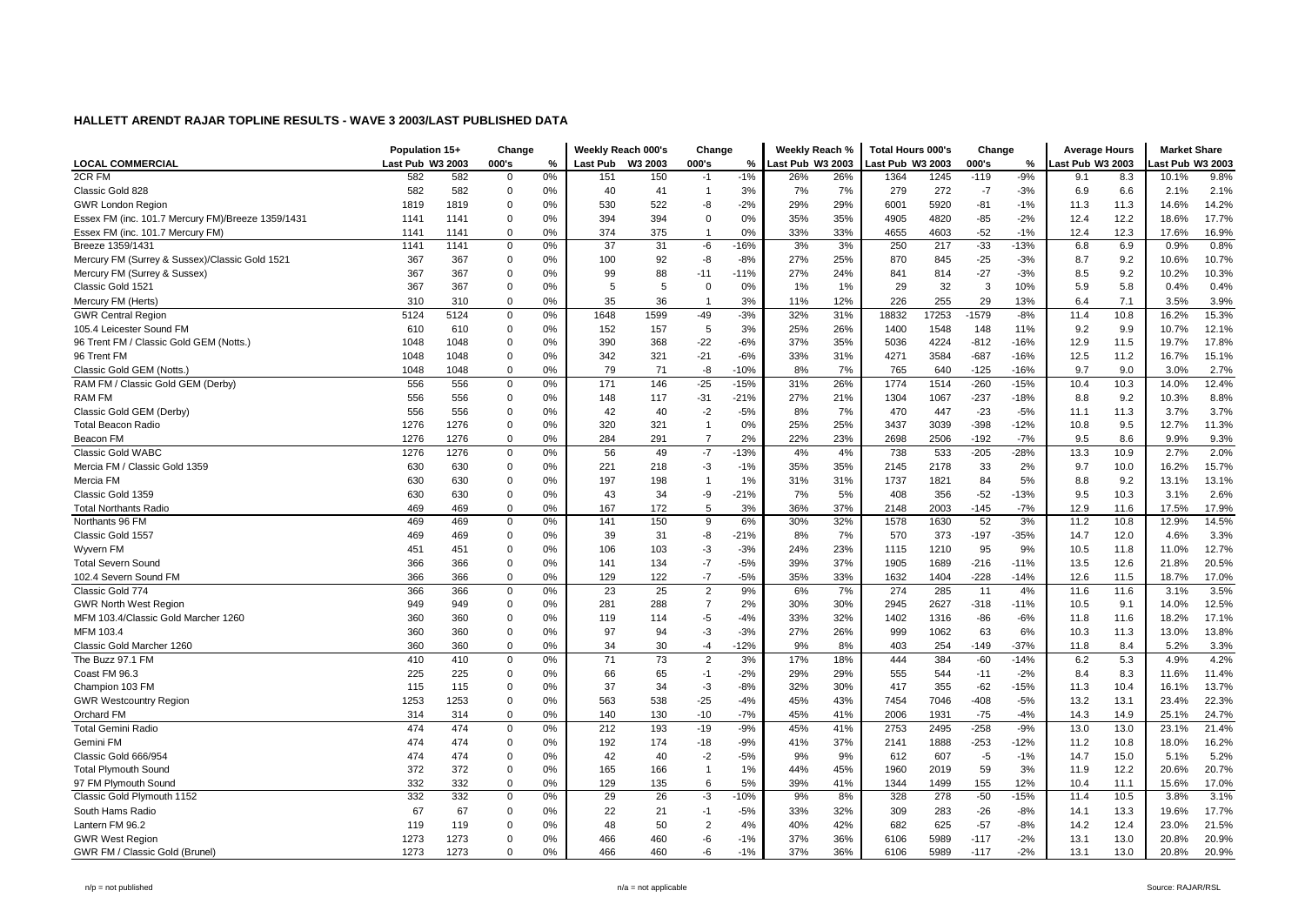## HALLETT ARENDT RAJAR TOPLINE RESULTS - WAVE 3 2003/LAST PUBLISHED DATA

| LOCAL COMMERCIAL | Population 15+ | | Change | | Weekly Reach 000's | | Change | | Weekly Reach % | | Total Hours 000's | | Change | | Average Hours | | Market Share | |
|---|---|---|---|---|---|---|---|---|---|---|---|---|---|---|---|---|---|---|
| | Last Pub | W3 2003 | 000's | % | Last Pub | W3 2003 | 000's | % | Last Pub | W3 2003 | Last Pub | W3 2003 | 000's | % | Last Pub | W3 2003 | Last Pub | W3 2003 |
| 2CR FM | 582 | 582 | 0 | 0% | 151 | 150 | -1 | -1% | 26% | 26% | 1364 | 1245 | -119 | -9% | 9.1 | 8.3 | 10.1% | 9.8% |
| Classic Gold 828 | 582 | 582 | 0 | 0% | 40 | 41 | 1 | 3% | 7% | 7% | 279 | 272 | -7 | -3% | 6.9 | 6.6 | 2.1% | 2.1% |
| GWR London Region | 1819 | 1819 | 0 | 0% | 530 | 522 | -8 | -2% | 29% | 29% | 6001 | 5920 | -81 | -1% | 11.3 | 11.3 | 14.6% | 14.2% |
| Essex FM (inc. 101.7 Mercury FM)/Breeze 1359/1431 | 1141 | 1141 | 0 | 0% | 394 | 394 | 0 | 0% | 35% | 35% | 4905 | 4820 | -85 | -2% | 12.4 | 12.2 | 18.6% | 17.7% |
| Essex FM (inc. 101.7 Mercury FM) | 1141 | 1141 | 0 | 0% | 374 | 375 | 1 | 0% | 33% | 33% | 4655 | 4603 | -52 | -1% | 12.4 | 12.3 | 17.6% | 16.9% |
| Breeze 1359/1431 | 1141 | 1141 | 0 | 0% | 37 | 31 | -6 | -16% | 3% | 3% | 250 | 217 | -33 | -13% | 6.8 | 6.9 | 0.9% | 0.8% |
| Mercury FM (Surrey & Sussex)/Classic Gold 1521 | 367 | 367 | 0 | 0% | 100 | 92 | -8 | -8% | 27% | 25% | 870 | 845 | -25 | -3% | 8.7 | 9.2 | 10.6% | 10.7% |
| Mercury FM (Surrey & Sussex) | 367 | 367 | 0 | 0% | 99 | 88 | -11 | -11% | 27% | 24% | 841 | 814 | -27 | -3% | 8.5 | 9.2 | 10.2% | 10.3% |
| Classic Gold 1521 | 367 | 367 | 0 | 0% | 5 | 5 | 0 | 0% | 1% | 1% | 29 | 32 | 3 | 10% | 5.9 | 5.8 | 0.4% | 0.4% |
| Mercury FM (Herts) | 310 | 310 | 0 | 0% | 35 | 36 | 1 | 3% | 11% | 12% | 226 | 255 | 29 | 13% | 6.4 | 7.1 | 3.5% | 3.9% |
| GWR Central Region | 5124 | 5124 | 0 | 0% | 1648 | 1599 | -49 | -3% | 32% | 31% | 18832 | 17253 | -1579 | -8% | 11.4 | 10.8 | 16.2% | 15.3% |
| 105.4 Leicester Sound FM | 610 | 610 | 0 | 0% | 152 | 157 | 5 | 3% | 25% | 26% | 1400 | 1548 | 148 | 11% | 9.2 | 9.9 | 10.7% | 12.1% |
| 96 Trent FM / Classic Gold GEM (Notts.) | 1048 | 1048 | 0 | 0% | 390 | 368 | -22 | -6% | 37% | 35% | 5036 | 4224 | -812 | -16% | 12.9 | 11.5 | 19.7% | 17.8% |
| 96 Trent FM | 1048 | 1048 | 0 | 0% | 342 | 321 | -21 | -6% | 33% | 31% | 4271 | 3584 | -687 | -16% | 12.5 | 11.2 | 16.7% | 15.1% |
| Classic Gold GEM (Notts.) | 1048 | 1048 | 0 | 0% | 79 | 71 | -8 | -10% | 8% | 7% | 765 | 640 | -125 | -16% | 9.7 | 9.0 | 3.0% | 2.7% |
| RAM FM / Classic Gold GEM (Derby) | 556 | 556 | 0 | 0% | 171 | 146 | -25 | -15% | 31% | 26% | 1774 | 1514 | -260 | -15% | 10.4 | 10.3 | 14.0% | 12.4% |
| RAM FM | 556 | 556 | 0 | 0% | 148 | 117 | -31 | -21% | 27% | 21% | 1304 | 1067 | -237 | -18% | 8.8 | 9.2 | 10.3% | 8.8% |
| Classic Gold GEM (Derby) | 556 | 556 | 0 | 0% | 42 | 40 | -2 | -5% | 8% | 7% | 470 | 447 | -23 | -5% | 11.1 | 11.3 | 3.7% | 3.7% |
| Total Beacon Radio | 1276 | 1276 | 0 | 0% | 320 | 321 | 1 | 0% | 25% | 25% | 3437 | 3039 | -398 | -12% | 10.8 | 9.5 | 12.7% | 11.3% |
| Beacon FM | 1276 | 1276 | 0 | 0% | 284 | 291 | 7 | 2% | 22% | 23% | 2698 | 2506 | -192 | -7% | 9.5 | 8.6 | 9.9% | 9.3% |
| Classic Gold WABC | 1276 | 1276 | 0 | 0% | 56 | 49 | -7 | -13% | 4% | 4% | 738 | 533 | -205 | -28% | 13.3 | 10.9 | 2.7% | 2.0% |
| Mercia FM / Classic Gold 1359 | 630 | 630 | 0 | 0% | 221 | 218 | -3 | -1% | 35% | 35% | 2145 | 2178 | 33 | 2% | 9.7 | 10.0 | 16.2% | 15.7% |
| Mercia FM | 630 | 630 | 0 | 0% | 197 | 198 | 1 | 1% | 31% | 31% | 1737 | 1821 | 84 | 5% | 8.8 | 9.2 | 13.1% | 13.1% |
| Classic Gold 1359 | 630 | 630 | 0 | 0% | 43 | 34 | -9 | -21% | 7% | 5% | 408 | 356 | -52 | -13% | 9.5 | 10.3 | 3.1% | 2.6% |
| Total Northants Radio | 469 | 469 | 0 | 0% | 167 | 172 | 5 | 3% | 36% | 37% | 2148 | 2003 | -145 | -7% | 12.9 | 11.6 | 17.5% | 17.9% |
| Northants 96 FM | 469 | 469 | 0 | 0% | 141 | 150 | 9 | 6% | 30% | 32% | 1578 | 1630 | 52 | 3% | 11.2 | 10.8 | 12.9% | 14.5% |
| Classic Gold 1557 | 469 | 469 | 0 | 0% | 39 | 31 | -8 | -21% | 8% | 7% | 570 | 373 | -197 | -35% | 14.7 | 12.0 | 4.6% | 3.3% |
| Wyvern FM | 451 | 451 | 0 | 0% | 106 | 103 | -3 | -3% | 24% | 23% | 1115 | 1210 | 95 | 9% | 10.5 | 11.8 | 11.0% | 12.7% |
| Total Severn Sound | 366 | 366 | 0 | 0% | 141 | 134 | -7 | -5% | 39% | 37% | 1905 | 1689 | -216 | -11% | 13.5 | 12.6 | 21.8% | 20.5% |
| 102.4 Severn Sound FM | 366 | 366 | 0 | 0% | 129 | 122 | -7 | -5% | 35% | 33% | 1632 | 1404 | -228 | -14% | 12.6 | 11.5 | 18.7% | 17.0% |
| Classic Gold 774 | 366 | 366 | 0 | 0% | 23 | 25 | 2 | 9% | 6% | 7% | 274 | 285 | 11 | 4% | 11.6 | 11.6 | 3.1% | 3.5% |
| GWR North West Region | 949 | 949 | 0 | 0% | 281 | 288 | 7 | 2% | 30% | 30% | 2945 | 2627 | -318 | -11% | 10.5 | 9.1 | 14.0% | 12.5% |
| MFM 103.4/Classic Gold Marcher 1260 | 360 | 360 | 0 | 0% | 119 | 114 | -5 | -4% | 33% | 32% | 1402 | 1316 | -86 | -6% | 11.8 | 11.6 | 18.2% | 17.1% |
| MFM 103.4 | 360 | 360 | 0 | 0% | 97 | 94 | -3 | -3% | 27% | 26% | 999 | 1062 | 63 | 6% | 10.3 | 11.3 | 13.0% | 13.8% |
| Classic Gold Marcher 1260 | 360 | 360 | 0 | 0% | 34 | 30 | -4 | -12% | 9% | 8% | 403 | 254 | -149 | -37% | 11.8 | 8.4 | 5.2% | 3.3% |
| The Buzz 97.1 FM | 410 | 410 | 0 | 0% | 71 | 73 | 2 | 3% | 17% | 18% | 444 | 384 | -60 | -14% | 6.2 | 5.3 | 4.9% | 4.2% |
| Coast FM 96.3 | 225 | 225 | 0 | 0% | 66 | 65 | -1 | -2% | 29% | 29% | 555 | 544 | -11 | -2% | 8.4 | 8.3 | 11.6% | 11.4% |
| Champion 103 FM | 115 | 115 | 0 | 0% | 37 | 34 | -3 | -8% | 32% | 30% | 417 | 355 | -62 | -15% | 11.3 | 10.4 | 16.1% | 13.7% |
| GWR Westcountry Region | 1253 | 1253 | 0 | 0% | 563 | 538 | -25 | -4% | 45% | 43% | 7454 | 7046 | -408 | -5% | 13.2 | 13.1 | 23.4% | 22.3% |
| Orchard FM | 314 | 314 | 0 | 0% | 140 | 130 | -10 | -7% | 45% | 41% | 2006 | 1931 | -75 | -4% | 14.3 | 14.9 | 25.1% | 24.7% |
| Total Gemini Radio | 474 | 474 | 0 | 0% | 212 | 193 | -19 | -9% | 45% | 41% | 2753 | 2495 | -258 | -9% | 13.0 | 13.0 | 23.1% | 21.4% |
| Gemini FM | 474 | 474 | 0 | 0% | 192 | 174 | -18 | -9% | 41% | 37% | 2141 | 1888 | -253 | -12% | 11.2 | 10.8 | 18.0% | 16.2% |
| Classic Gold 666/954 | 474 | 474 | 0 | 0% | 42 | 40 | -2 | -5% | 9% | 9% | 612 | 607 | -5 | -1% | 14.7 | 15.0 | 5.1% | 5.2% |
| Total Plymouth Sound | 372 | 372 | 0 | 0% | 165 | 166 | 1 | 1% | 44% | 45% | 1960 | 2019 | 59 | 3% | 11.9 | 12.2 | 20.6% | 20.7% |
| 97 FM Plymouth Sound | 332 | 332 | 0 | 0% | 129 | 135 | 6 | 5% | 39% | 41% | 1344 | 1499 | 155 | 12% | 10.4 | 11.1 | 15.6% | 17.0% |
| Classic Gold Plymouth 1152 | 332 | 332 | 0 | 0% | 29 | 26 | -3 | -10% | 9% | 8% | 328 | 278 | -50 | -15% | 11.4 | 10.5 | 3.8% | 3.1% |
| South Hams Radio | 67 | 67 | 0 | 0% | 22 | 21 | -1 | -5% | 33% | 32% | 309 | 283 | -26 | -8% | 14.1 | 13.3 | 19.6% | 17.7% |
| Lantern FM 96.2 | 119 | 119 | 0 | 0% | 48 | 50 | 2 | 4% | 40% | 42% | 682 | 625 | -57 | -8% | 14.2 | 12.4 | 23.0% | 21.5% |
| GWR West Region | 1273 | 1273 | 0 | 0% | 466 | 460 | -6 | -1% | 37% | 36% | 6106 | 5989 | -117 | -2% | 13.1 | 13.0 | 20.8% | 20.9% |
| GWR FM / Classic Gold (Brunel) | 1273 | 1273 | 0 | 0% | 466 | 460 | -6 | -1% | 37% | 36% | 6106 | 5989 | -117 | -2% | 13.1 | 13.0 | 20.8% | 20.9% |

n/p = not published

n/a = not applicable

Source: RAJAR/RSL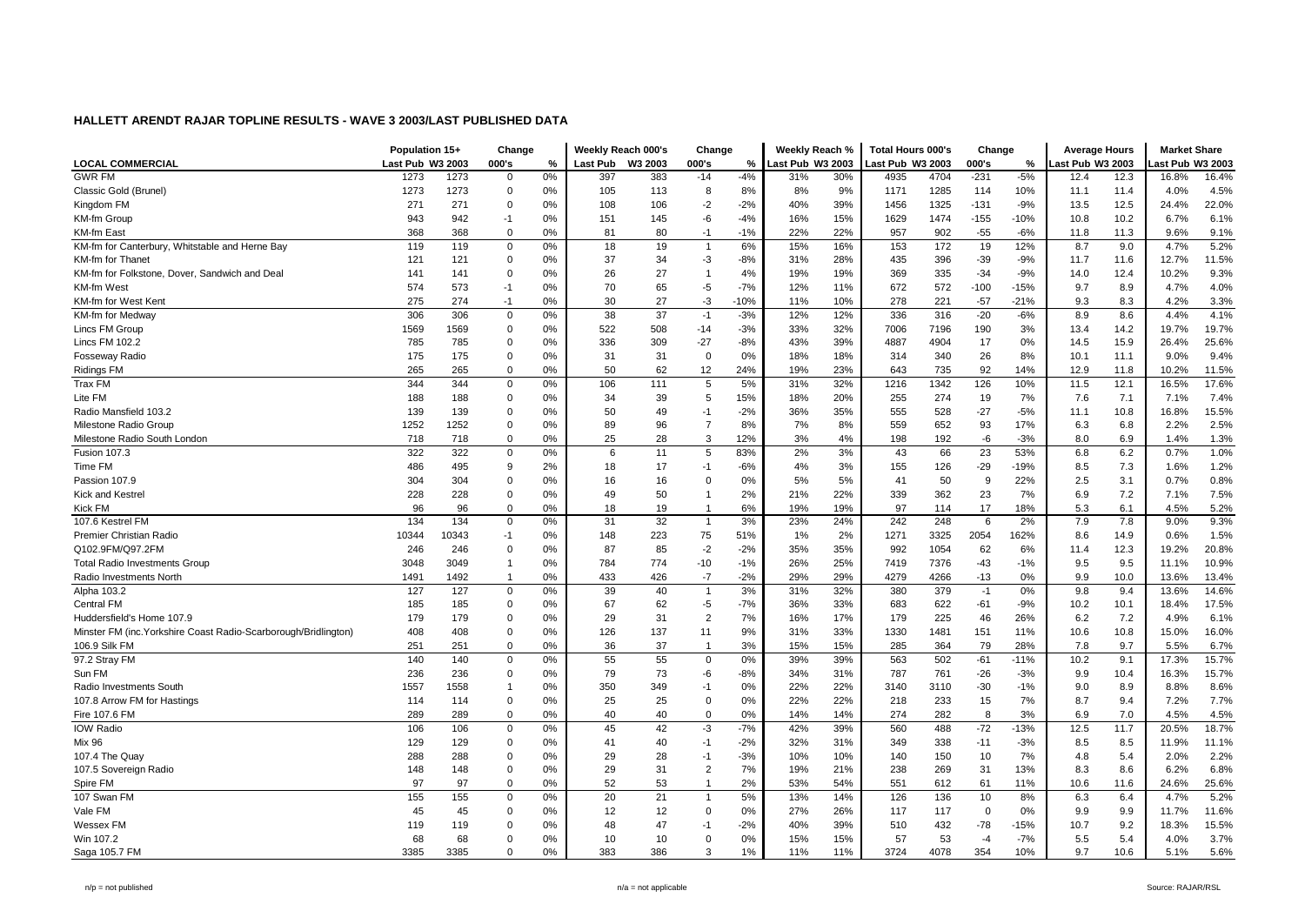## HALLETT ARENDT RAJAR TOPLINE RESULTS - WAVE 3 2003/LAST PUBLISHED DATA

| LOCAL COMMERCIAL | Population 15+ | | Change | | Weekly Reach 000's | | Change | | Weekly Reach % | | Total Hours 000's | | Change | | Average Hours | | Market Share | |
|---|---|---|---|---|---|---|---|---|---|---|---|---|---|---|---|---|---|---|
| | Last Pub | W3 2003 | 000's | % | Last Pub | W3 2003 | 000's | % | Last Pub | W3 2003 | Last Pub | W3 2003 | 000's | % | Last Pub | W3 2003 | Last Pub | W3 2003 |
| GWR FM | 1273 | 1273 | 0 | 0% | 397 | 383 | -14 | -4% | 31% | 30% | 4935 | 4704 | -231 | -5% | 12.4 | 12.3 | 16.8% | 16.4% |
| Classic Gold (Brunel) | 1273 | 1273 | 0 | 0% | 105 | 113 | 8 | 8% | 8% | 9% | 1171 | 1285 | 114 | 10% | 11.1 | 11.4 | 4.0% | 4.5% |
| Kingdom FM | 271 | 271 | 0 | 0% | 108 | 106 | -2 | -2% | 40% | 39% | 1456 | 1325 | -131 | -9% | 13.5 | 12.5 | 24.4% | 22.0% |
| KM-fm Group | 943 | 942 | -1 | 0% | 151 | 145 | -6 | -4% | 16% | 15% | 1629 | 1474 | -155 | -10% | 10.8 | 10.2 | 6.7% | 6.1% |
| KM-fm East | 368 | 368 | 0 | 0% | 81 | 80 | -1 | -1% | 22% | 22% | 957 | 902 | -55 | -6% | 11.8 | 11.3 | 9.6% | 9.1% |
| KM-fm for Canterbury, Whitstable and Herne Bay | 119 | 119 | 0 | 0% | 18 | 19 | 1 | 6% | 15% | 16% | 153 | 172 | 19 | 12% | 8.7 | 9.0 | 4.7% | 5.2% |
| KM-fm for Thanet | 121 | 121 | 0 | 0% | 37 | 34 | -3 | -8% | 31% | 28% | 435 | 396 | -39 | -9% | 11.7 | 11.6 | 12.7% | 11.5% |
| KM-fm for Folkstone, Dover, Sandwich and Deal | 141 | 141 | 0 | 0% | 26 | 27 | 1 | 4% | 19% | 19% | 369 | 335 | -34 | -9% | 14.0 | 12.4 | 10.2% | 9.3% |
| KM-fm West | 574 | 573 | -1 | 0% | 70 | 65 | -5 | -7% | 12% | 11% | 672 | 572 | -100 | -15% | 9.7 | 8.9 | 4.7% | 4.0% |
| KM-fm for West Kent | 275 | 274 | -1 | 0% | 30 | 27 | -3 | -10% | 11% | 10% | 278 | 221 | -57 | -21% | 9.3 | 8.3 | 4.2% | 3.3% |
| KM-fm for Medway | 306 | 306 | 0 | 0% | 38 | 37 | -1 | -3% | 12% | 12% | 336 | 316 | -20 | -6% | 8.9 | 8.6 | 4.4% | 4.1% |
| Lincs FM Group | 1569 | 1569 | 0 | 0% | 522 | 508 | -14 | -3% | 33% | 32% | 7006 | 7196 | 190 | 3% | 13.4 | 14.2 | 19.7% | 19.7% |
| Lincs FM 102.2 | 785 | 785 | 0 | 0% | 336 | 309 | -27 | -8% | 43% | 39% | 4887 | 4904 | 17 | 0% | 14.5 | 15.9 | 26.4% | 25.6% |
| Fosseway Radio | 175 | 175 | 0 | 0% | 31 | 31 | 0 | 0% | 18% | 18% | 314 | 340 | 26 | 8% | 10.1 | 11.1 | 9.0% | 9.4% |
| Ridings FM | 265 | 265 | 0 | 0% | 50 | 62 | 12 | 24% | 19% | 23% | 643 | 735 | 92 | 14% | 12.9 | 11.8 | 10.2% | 11.5% |
| Trax FM | 344 | 344 | 0 | 0% | 106 | 111 | 5 | 5% | 31% | 32% | 1216 | 1342 | 126 | 10% | 11.5 | 12.1 | 16.5% | 17.6% |
| Lite FM | 188 | 188 | 0 | 0% | 34 | 39 | 5 | 15% | 18% | 20% | 255 | 274 | 19 | 7% | 7.6 | 7.1 | 7.1% | 7.4% |
| Radio Mansfield 103.2 | 139 | 139 | 0 | 0% | 50 | 49 | -1 | -2% | 36% | 35% | 555 | 528 | -27 | -5% | 11.1 | 10.8 | 16.8% | 15.5% |
| Milestone Radio Group | 1252 | 1252 | 0 | 0% | 89 | 96 | 7 | 8% | 7% | 8% | 559 | 652 | 93 | 17% | 6.3 | 6.8 | 2.2% | 2.5% |
| Milestone Radio South London | 718 | 718 | 0 | 0% | 25 | 28 | 3 | 12% | 3% | 4% | 198 | 192 | -6 | -3% | 8.0 | 6.9 | 1.4% | 1.3% |
| Fusion 107.3 | 322 | 322 | 0 | 0% | 6 | 11 | 5 | 83% | 2% | 3% | 43 | 66 | 23 | 53% | 6.8 | 6.2 | 0.7% | 1.0% |
| Time FM | 486 | 495 | 9 | 2% | 18 | 17 | -1 | -6% | 4% | 3% | 155 | 126 | -29 | -19% | 8.5 | 7.3 | 1.6% | 1.2% |
| Passion 107.9 | 304 | 304 | 0 | 0% | 16 | 16 | 0 | 0% | 5% | 5% | 41 | 50 | 9 | 22% | 2.5 | 3.1 | 0.7% | 0.8% |
| Kick and Kestrel | 228 | 228 | 0 | 0% | 49 | 50 | 1 | 2% | 21% | 22% | 339 | 362 | 23 | 7% | 6.9 | 7.2 | 7.1% | 7.5% |
| Kick FM | 96 | 96 | 0 | 0% | 18 | 19 | 1 | 6% | 19% | 19% | 97 | 114 | 17 | 18% | 5.3 | 6.1 | 4.5% | 5.2% |
| 107.6 Kestrel FM | 134 | 134 | 0 | 0% | 31 | 32 | 1 | 3% | 23% | 24% | 242 | 248 | 6 | 2% | 7.9 | 7.8 | 9.0% | 9.3% |
| Premier Christian Radio | 10344 | 10343 | -1 | 0% | 148 | 223 | 75 | 51% | 1% | 2% | 1271 | 3325 | 2054 | 162% | 8.6 | 14.9 | 0.6% | 1.5% |
| Q102.9FM/Q97.2FM | 246 | 246 | 0 | 0% | 87 | 85 | -2 | -2% | 35% | 35% | 992 | 1054 | 62 | 6% | 11.4 | 12.3 | 19.2% | 20.8% |
| Total Radio Investments Group | 3048 | 3049 | 1 | 0% | 784 | 774 | -10 | -1% | 26% | 25% | 7419 | 7376 | -43 | -1% | 9.5 | 9.5 | 11.1% | 10.9% |
| Radio Investments North | 1491 | 1492 | 1 | 0% | 433 | 426 | -7 | -2% | 29% | 29% | 4279 | 4266 | -13 | 0% | 9.9 | 10.0 | 13.6% | 13.4% |
| Alpha 103.2 | 127 | 127 | 0 | 0% | 39 | 40 | 1 | 3% | 31% | 32% | 380 | 379 | -1 | 0% | 9.8 | 9.4 | 13.6% | 14.6% |
| Central FM | 185 | 185 | 0 | 0% | 67 | 62 | -5 | -7% | 36% | 33% | 683 | 622 | -61 | -9% | 10.2 | 10.1 | 18.4% | 17.5% |
| Huddersfield's Home 107.9 | 179 | 179 | 0 | 0% | 29 | 31 | 2 | 7% | 16% | 17% | 179 | 225 | 46 | 26% | 6.2 | 7.2 | 4.9% | 6.1% |
| Minster FM (inc.Yorkshire Coast Radio-Scarborough/Bridlington) | 408 | 408 | 0 | 0% | 126 | 137 | 11 | 9% | 31% | 33% | 1330 | 1481 | 151 | 11% | 10.6 | 10.8 | 15.0% | 16.0% |
| 106.9 Silk FM | 251 | 251 | 0 | 0% | 36 | 37 | 1 | 3% | 15% | 15% | 285 | 364 | 79 | 28% | 7.8 | 9.7 | 5.5% | 6.7% |
| 97.2 Stray FM | 140 | 140 | 0 | 0% | 55 | 55 | 0 | 0% | 39% | 39% | 563 | 502 | -61 | -11% | 10.2 | 9.1 | 17.3% | 15.7% |
| Sun FM | 236 | 236 | 0 | 0% | 79 | 73 | -6 | -8% | 34% | 31% | 787 | 761 | -26 | -3% | 9.9 | 10.4 | 16.3% | 15.7% |
| Radio Investments South | 1557 | 1558 | 1 | 0% | 350 | 349 | -1 | 0% | 22% | 22% | 3140 | 3110 | -30 | -1% | 9.0 | 8.9 | 8.8% | 8.6% |
| 107.8 Arrow FM for Hastings | 114 | 114 | 0 | 0% | 25 | 25 | 0 | 0% | 22% | 22% | 218 | 233 | 15 | 7% | 8.7 | 9.4 | 7.2% | 7.7% |
| Fire 107.6 FM | 289 | 289 | 0 | 0% | 40 | 40 | 0 | 0% | 14% | 14% | 274 | 282 | 8 | 3% | 6.9 | 7.0 | 4.5% | 4.5% |
| IOW Radio | 106 | 106 | 0 | 0% | 45 | 42 | -3 | -7% | 42% | 39% | 560 | 488 | -72 | -13% | 12.5 | 11.7 | 20.5% | 18.7% |
| Mix 96 | 129 | 129 | 0 | 0% | 41 | 40 | -1 | -2% | 32% | 31% | 349 | 338 | -11 | -3% | 8.5 | 8.5 | 11.9% | 11.1% |
| 107.4 The Quay | 288 | 288 | 0 | 0% | 29 | 28 | -1 | -3% | 10% | 10% | 140 | 150 | 10 | 7% | 4.8 | 5.4 | 2.0% | 2.2% |
| 107.5 Sovereign Radio | 148 | 148 | 0 | 0% | 29 | 31 | 2 | 7% | 19% | 21% | 238 | 269 | 31 | 13% | 8.3 | 8.6 | 6.2% | 6.8% |
| Spire FM | 97 | 97 | 0 | 0% | 52 | 53 | 1 | 2% | 53% | 54% | 551 | 612 | 61 | 11% | 10.6 | 11.6 | 24.6% | 25.6% |
| 107 Swan FM | 155 | 155 | 0 | 0% | 20 | 21 | 1 | 5% | 13% | 14% | 126 | 136 | 10 | 8% | 6.3 | 6.4 | 4.7% | 5.2% |
| Vale FM | 45 | 45 | 0 | 0% | 12 | 12 | 0 | 0% | 27% | 26% | 117 | 117 | 0 | 0% | 9.9 | 9.9 | 11.7% | 11.6% |
| Wessex FM | 119 | 119 | 0 | 0% | 48 | 47 | -1 | -2% | 40% | 39% | 510 | 432 | -78 | -15% | 10.7 | 9.2 | 18.3% | 15.5% |
| Win 107.2 | 68 | 68 | 0 | 0% | 10 | 10 | 0 | 0% | 15% | 15% | 57 | 53 | -4 | -7% | 5.5 | 5.4 | 4.0% | 3.7% |
| Saga 105.7 FM | 3385 | 3385 | 0 | 0% | 383 | 386 | 3 | 1% | 11% | 11% | 3724 | 4078 | 354 | 10% | 9.7 | 10.6 | 5.1% | 5.6% |

n/p = not published    n/a = not applicable    Source: RAJAR/RSL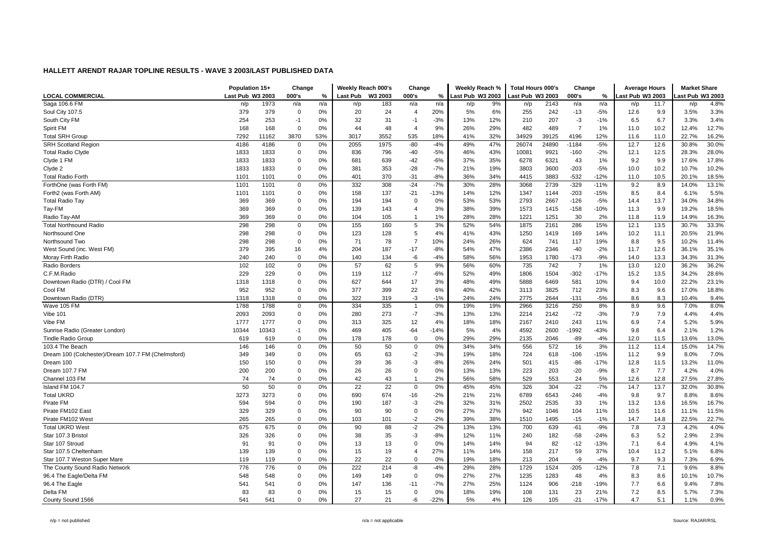# HALLETT ARENDT RAJAR TOPLINE RESULTS - WAVE 3 2003/LAST PUBLISHED DATA

| | Population 15+ | | Change | | Weekly Reach 000's | | Change | | Weekly Reach % | | Total Hours 000's | | Change | | Average Hours | | Market Share | |
|---|---|---|---|---|---|---|---|---|---|---|---|---|---|---|---|---|---|---|
| LOCAL COMMERCIAL | Last Pub | W3 2003 | 000's | % | Last Pub | W3 2003 | 000's | % | Last Pub | W3 2003 | Last Pub | W3 2003 | 000's | % | Last Pub | W3 2003 | Last Pub | W3 2003 |
| Saga 106.6 FM | n/p | 1973 | n/a | n/a | n/p | 183 | n/a | n/a | n/p | 9% | n/p | 2143 | n/a | n/a | n/p | 11.7 | n/p | 4.8% |
| Soul City 107.5 | 379 | 379 | 0 | 0% | 20 | 24 | 4 | 20% | 5% | 6% | 255 | 242 | -13 | -5% | 12.6 | 9.9 | 3.5% | 3.3% |
| South City FM | 254 | 253 | -1 | 0% | 32 | 31 | -1 | -3% | 13% | 12% | 210 | 207 | -3 | -1% | 6.5 | 6.7 | 3.3% | 3.4% |
| Spirit FM | 168 | 168 | 0 | 0% | 44 | 48 | 4 | 9% | 26% | 29% | 482 | 489 | 7 | 1% | 11.0 | 10.2 | 12.4% | 12.7% |
| Total SRH Group | 7292 | 11162 | 3870 | 53% | 3017 | 3552 | 535 | 18% | 41% | 32% | 34929 | 39125 | 4196 | 12% | 11.6 | 11.0 | 22.7% | 16.2% |
| SRH Scotland Region | 4186 | 4186 | 0 | 0% | 2055 | 1975 | -80 | -4% | 49% | 47% | 26074 | 24890 | -1184 | -5% | 12.7 | 12.6 | 30.8% | 30.0% |
| Total Radio Clyde | 1833 | 1833 | 0 | 0% | 836 | 796 | -40 | -5% | 46% | 43% | 10081 | 9921 | -160 | -2% | 12.1 | 12.5 | 28.3% | 28.0% |
| Clyde 1 FM | 1833 | 1833 | 0 | 0% | 681 | 639 | -42 | -6% | 37% | 35% | 6278 | 6321 | 43 | 1% | 9.2 | 9.9 | 17.6% | 17.8% |
| Clyde 2 | 1833 | 1833 | 0 | 0% | 381 | 353 | -28 | -7% | 21% | 19% | 3803 | 3600 | -203 | -5% | 10.0 | 10.2 | 10.7% | 10.2% |
| Total Radio Forth | 1101 | 1101 | 0 | 0% | 401 | 370 | -31 | -8% | 36% | 34% | 4415 | 3883 | -532 | -12% | 11.0 | 10.5 | 20.1% | 18.5% |
| ForthOne (was Forth FM) | 1101 | 1101 | 0 | 0% | 332 | 308 | -24 | -7% | 30% | 28% | 3068 | 2739 | -329 | -11% | 9.2 | 8.9 | 14.0% | 13.1% |
| Forth2 (was Forth AM) | 1101 | 1101 | 0 | 0% | 158 | 137 | -21 | -13% | 14% | 12% | 1347 | 1144 | -203 | -15% | 8.5 | 8.4 | 6.1% | 5.5% |
| Total Radio Tay | 369 | 369 | 0 | 0% | 194 | 194 | 0 | 0% | 53% | 53% | 2793 | 2667 | -126 | -5% | 14.4 | 13.7 | 34.0% | 34.8% |
| Tay-FM | 369 | 369 | 0 | 0% | 139 | 143 | 4 | 3% | 38% | 39% | 1573 | 1415 | -158 | -10% | 11.3 | 9.9 | 19.2% | 18.5% |
| Radio Tay-AM | 369 | 369 | 0 | 0% | 104 | 105 | 1 | 1% | 28% | 28% | 1221 | 1251 | 30 | 2% | 11.8 | 11.9 | 14.9% | 16.3% |
| Total Northsound Radio | 298 | 298 | 0 | 0% | 155 | 160 | 5 | 3% | 52% | 54% | 1875 | 2161 | 286 | 15% | 12.1 | 13.5 | 30.7% | 33.3% |
| Northsound One | 298 | 298 | 0 | 0% | 123 | 128 | 5 | 4% | 41% | 43% | 1250 | 1419 | 169 | 14% | 10.2 | 11.1 | 20.5% | 21.9% |
| Northsound Two | 298 | 298 | 0 | 0% | 71 | 78 | 7 | 10% | 24% | 26% | 624 | 741 | 117 | 19% | 8.8 | 9.5 | 10.2% | 11.4% |
| West Sound (inc. West FM) | 379 | 395 | 16 | 4% | 204 | 187 | -17 | -8% | 54% | 47% | 2386 | 2346 | -40 | -2% | 11.7 | 12.6 | 36.1% | 35.1% |
| Moray Firth Radio | 240 | 240 | 0 | 0% | 140 | 134 | -6 | -4% | 58% | 56% | 1953 | 1780 | -173 | -9% | 14.0 | 13.3 | 34.3% | 31.3% |
| Radio Borders | 102 | 102 | 0 | 0% | 57 | 62 | 5 | 9% | 56% | 60% | 735 | 742 | 7 | 1% | 13.0 | 12.0 | 36.2% | 36.2% |
| C.F.M.Radio | 229 | 229 | 0 | 0% | 119 | 112 | -7 | -6% | 52% | 49% | 1806 | 1504 | -302 | -17% | 15.2 | 13.5 | 34.2% | 28.6% |
| Downtown Radio (DTR) / Cool FM | 1318 | 1318 | 0 | 0% | 627 | 644 | 17 | 3% | 48% | 49% | 5888 | 6469 | 581 | 10% | 9.4 | 10.0 | 22.2% | 23.1% |
| Cool FM | 952 | 952 | 0 | 0% | 377 | 399 | 22 | 6% | 40% | 42% | 3113 | 3825 | 712 | 23% | 8.3 | 9.6 | 17.0% | 18.8% |
| Downtown Radio (DTR) | 1318 | 1318 | 0 | 0% | 322 | 319 | -3 | -1% | 24% | 24% | 2775 | 2644 | -131 | -5% | 8.6 | 8.3 | 10.4% | 9.4% |
| Wave 105 FM | 1788 | 1788 | 0 | 0% | 334 | 335 | 1 | 0% | 19% | 19% | 2966 | 3216 | 250 | 8% | 8.9 | 9.6 | 7.0% | 8.0% |
| Vibe 101 | 2093 | 2093 | 0 | 0% | 280 | 273 | -7 | -3% | 13% | 13% | 2214 | 2142 | -72 | -3% | 7.9 | 7.9 | 4.4% | 4.4% |
| Vibe FM | 1777 | 1777 | 0 | 0% | 313 | 325 | 12 | 4% | 18% | 18% | 2167 | 2410 | 243 | 11% | 6.9 | 7.4 | 5.2% | 5.9% |
| Sunrise Radio (Greater London) | 10344 | 10343 | -1 | 0% | 469 | 405 | -64 | -14% | 5% | 4% | 4592 | 2600 | -1992 | -43% | 9.8 | 6.4 | 2.1% | 1.2% |
| Tindle Radio Group | 619 | 619 | 0 | 0% | 178 | 178 | 0 | 0% | 29% | 29% | 2135 | 2046 | -89 | -4% | 12.0 | 11.5 | 13.6% | 13.0% |
| 103.4 The Beach | 146 | 146 | 0 | 0% | 50 | 50 | 0 | 0% | 34% | 34% | 556 | 572 | 16 | 3% | 11.2 | 11.4 | 15.0% | 14.7% |
| Dream 100 (Colchester)/Dream 107.7 FM (Chelmsford) | 349 | 349 | 0 | 0% | 65 | 63 | -2 | -3% | 19% | 18% | 724 | 618 | -106 | -15% | 11.2 | 9.9 | 8.0% | 7.0% |
| Dream 100 | 150 | 150 | 0 | 0% | 39 | 36 | -3 | -8% | 26% | 24% | 501 | 415 | -86 | -17% | 12.8 | 11.5 | 13.2% | 11.0% |
| Dream 107.7 FM | 200 | 200 | 0 | 0% | 26 | 26 | 0 | 0% | 13% | 13% | 223 | 203 | -20 | -9% | 8.7 | 7.7 | 4.2% | 4.0% |
| Channel 103 FM | 74 | 74 | 0 | 0% | 42 | 43 | 1 | 2% | 56% | 58% | 529 | 553 | 24 | 5% | 12.6 | 12.8 | 27.5% | 27.8% |
| Island FM 104.7 | 50 | 50 | 0 | 0% | 22 | 22 | 0 | 0% | 45% | 45% | 326 | 304 | -22 | -7% | 14.7 | 13.7 | 32.0% | 30.8% |
| Total UKRD | 3273 | 3273 | 0 | 0% | 690 | 674 | -16 | -2% | 21% | 21% | 6789 | 6543 | -246 | -4% | 9.8 | 9.7 | 8.8% | 8.6% |
| Pirate FM | 594 | 594 | 0 | 0% | 190 | 187 | -3 | -2% | 32% | 31% | 2502 | 2535 | 33 | 1% | 13.2 | 13.6 | 16.5% | 16.7% |
| Pirate FM102 East | 329 | 329 | 0 | 0% | 90 | 90 | 0 | 0% | 27% | 27% | 942 | 1046 | 104 | 11% | 10.5 | 11.6 | 11.1% | 11.5% |
| Pirate FM102 West | 265 | 265 | 0 | 0% | 103 | 101 | -2 | -2% | 39% | 38% | 1510 | 1495 | -15 | -1% | 14.7 | 14.8 | 22.5% | 22.7% |
| Total UKRD West | 675 | 675 | 0 | 0% | 90 | 88 | -2 | -2% | 13% | 13% | 700 | 639 | -61 | -9% | 7.8 | 7.3 | 4.2% | 4.0% |
| Star 107.3 Bristol | 326 | 326 | 0 | 0% | 38 | 35 | -3 | -8% | 12% | 11% | 240 | 182 | -58 | -24% | 6.3 | 5.2 | 2.9% | 2.3% |
| Star 107 Stroud | 91 | 91 | 0 | 0% | 13 | 13 | 0 | 0% | 14% | 14% | 94 | 82 | -12 | -13% | 7.1 | 6.4 | 4.9% | 4.1% |
| Star 107.5 Cheltenham | 139 | 139 | 0 | 0% | 15 | 19 | 4 | 27% | 11% | 14% | 158 | 217 | 59 | 37% | 10.4 | 11.2 | 5.1% | 6.8% |
| Star 107.7 Weston Super Mare | 119 | 119 | 0 | 0% | 22 | 22 | 0 | 0% | 19% | 18% | 213 | 204 | -9 | -4% | 9.7 | 9.3 | 7.3% | 6.9% |
| The County Sound Radio Network | 776 | 776 | 0 | 0% | 222 | 214 | -8 | -4% | 29% | 28% | 1729 | 1524 | -205 | -12% | 7.8 | 7.1 | 9.6% | 8.8% |
| 96.4 The Eagle/Delta FM | 548 | 548 | 0 | 0% | 149 | 149 | 0 | 0% | 27% | 27% | 1235 | 1283 | 48 | 4% | 8.3 | 8.6 | 10.1% | 10.7% |
| 96.4 The Eagle | 541 | 541 | 0 | 0% | 147 | 136 | -11 | -7% | 27% | 25% | 1124 | 906 | -218 | -19% | 7.7 | 6.6 | 9.4% | 7.8% |
| Delta FM | 83 | 83 | 0 | 0% | 15 | 15 | 0 | 0% | 18% | 19% | 108 | 131 | 23 | 21% | 7.2 | 8.5 | 5.7% | 7.3% |
| County Sound 1566 | 541 | 541 | 0 | 0% | 27 | 21 | -6 | -22% | 5% | 4% | 126 | 105 | -21 | -17% | 4.7 | 5.1 | 1.1% | 0.9% |

n/p = not published n/a = not applicable Source: RAJAR/RSL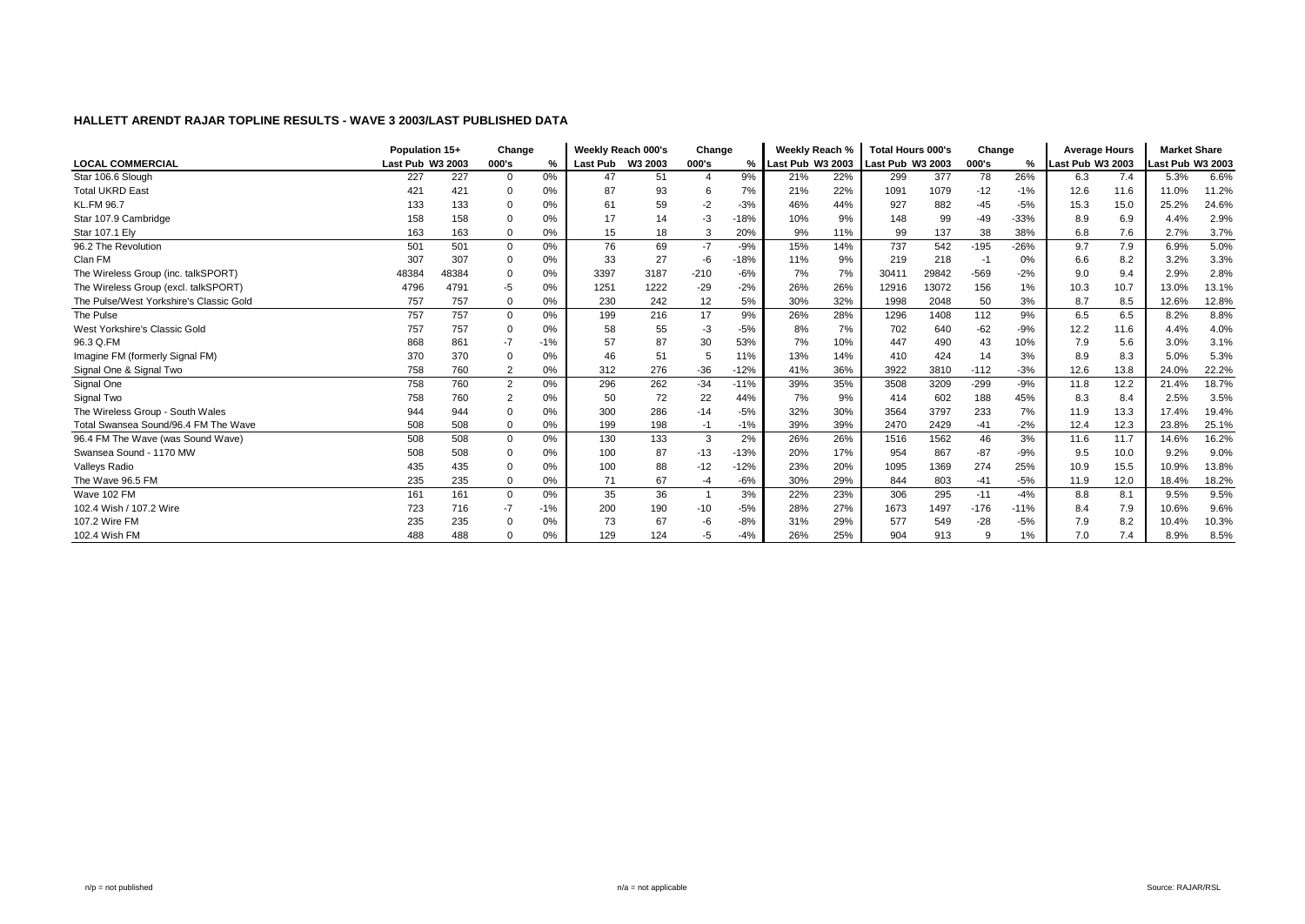## HALLETT ARENDT RAJAR TOPLINE RESULTS - WAVE 3 2003/LAST PUBLISHED DATA

| LOCAL COMMERCIAL | Population 15+ | | Change | | Weekly Reach 000's | | Change | | Weekly Reach % | | Total Hours 000's | | Change | | Average Hours | | Market Share | |
|---|---|---|---|---|---|---|---|---|---|---|---|---|---|---|---|---|---|---|
| | Last Pub | W3 2003 | 000's | % | Last Pub | W3 2003 | 000's | % | Last Pub | W3 2003 | Last Pub | W3 2003 | 000's | % | Last Pub | W3 2003 | Last Pub | W3 2003 |
| Star 106.6 Slough | 227 | 227 | 0 | 0% | 47 | 51 | 4 | 9% | 21% | 22% | 299 | 377 | 78 | 26% | 6.3 | 7.4 | 5.3% | 6.6% |
| Total UKRD East | 421 | 421 | 0 | 0% | 87 | 93 | 6 | 7% | 21% | 22% | 1091 | 1079 | -12 | -1% | 12.6 | 11.6 | 11.0% | 11.2% |
| KL.FM 96.7 | 133 | 133 | 0 | 0% | 61 | 59 | -2 | -3% | 46% | 44% | 927 | 882 | -45 | -5% | 15.3 | 15.0 | 25.2% | 24.6% |
| Star 107.9 Cambridge | 158 | 158 | 0 | 0% | 17 | 14 | -3 | -18% | 10% | 9% | 148 | 99 | -49 | -33% | 8.9 | 6.9 | 4.4% | 2.9% |
| Star 107.1 Ely | 163 | 163 | 0 | 0% | 15 | 18 | 3 | 20% | 9% | 11% | 99 | 137 | 38 | 38% | 6.8 | 7.6 | 2.7% | 3.7% |
| 96.2 The Revolution | 501 | 501 | 0 | 0% | 76 | 69 | -7 | -9% | 15% | 14% | 737 | 542 | -195 | -26% | 9.7 | 7.9 | 6.9% | 5.0% |
| Clan FM | 307 | 307 | 0 | 0% | 33 | 27 | -6 | -18% | 11% | 9% | 219 | 218 | -1 | 0% | 6.6 | 8.2 | 3.2% | 3.3% |
| The Wireless Group (inc. talkSPORT) | 48384 | 48384 | 0 | 0% | 3397 | 3187 | -210 | -6% | 7% | 7% | 30411 | 29842 | -569 | -2% | 9.0 | 9.4 | 2.9% | 2.8% |
| The Wireless Group (excl. talkSPORT) | 4796 | 4791 | -5 | 0% | 1251 | 1222 | -29 | -2% | 26% | 26% | 12916 | 13072 | 156 | 1% | 10.3 | 10.7 | 13.0% | 13.1% |
| The Pulse/West Yorkshire's Classic Gold | 757 | 757 | 0 | 0% | 230 | 242 | 12 | 5% | 30% | 32% | 1998 | 2048 | 50 | 3% | 8.7 | 8.5 | 12.6% | 12.8% |
| The Pulse | 757 | 757 | 0 | 0% | 199 | 216 | 17 | 9% | 26% | 28% | 1296 | 1408 | 112 | 9% | 6.5 | 6.5 | 8.2% | 8.8% |
| West Yorkshire's Classic Gold | 757 | 757 | 0 | 0% | 58 | 55 | -3 | -5% | 8% | 7% | 702 | 640 | -62 | -9% | 12.2 | 11.6 | 4.4% | 4.0% |
| 96.3 Q.FM | 868 | 861 | -7 | -1% | 57 | 87 | 30 | 53% | 7% | 10% | 447 | 490 | 43 | 10% | 7.9 | 5.6 | 3.0% | 3.1% |
| Imagine FM (formerly Signal FM) | 370 | 370 | 0 | 0% | 46 | 51 | 5 | 11% | 13% | 14% | 410 | 424 | 14 | 3% | 8.9 | 8.3 | 5.0% | 5.3% |
| Signal One & Signal Two | 758 | 760 | 2 | 0% | 312 | 276 | -36 | -12% | 41% | 36% | 3922 | 3810 | -112 | -3% | 12.6 | 13.8 | 24.0% | 22.2% |
| Signal One | 758 | 760 | 2 | 0% | 296 | 262 | -34 | -11% | 39% | 35% | 3508 | 3209 | -299 | -9% | 11.8 | 12.2 | 21.4% | 18.7% |
| Signal Two | 758 | 760 | 2 | 0% | 50 | 72 | 22 | 44% | 7% | 9% | 414 | 602 | 188 | 45% | 8.3 | 8.4 | 2.5% | 3.5% |
| The Wireless Group - South Wales | 944 | 944 | 0 | 0% | 300 | 286 | -14 | -5% | 32% | 30% | 3564 | 3797 | 233 | 7% | 11.9 | 13.3 | 17.4% | 19.4% |
| Total Swansea Sound/96.4 FM The Wave | 508 | 508 | 0 | 0% | 199 | 198 | -1 | -1% | 39% | 39% | 2470 | 2429 | -41 | -2% | 12.4 | 12.3 | 23.8% | 25.1% |
| 96.4 FM The Wave (was Sound Wave) | 508 | 508 | 0 | 0% | 130 | 133 | 3 | 2% | 26% | 26% | 1516 | 1562 | 46 | 3% | 11.6 | 11.7 | 14.6% | 16.2% |
| Swansea Sound - 1170 MW | 508 | 508 | 0 | 0% | 100 | 87 | -13 | -13% | 20% | 17% | 954 | 867 | -87 | -9% | 9.5 | 10.0 | 9.2% | 9.0% |
| Valleys Radio | 435 | 435 | 0 | 0% | 100 | 88 | -12 | -12% | 23% | 20% | 1095 | 1369 | 274 | 25% | 10.9 | 15.5 | 10.9% | 13.8% |
| The Wave 96.5 FM | 235 | 235 | 0 | 0% | 71 | 67 | -4 | -6% | 30% | 29% | 844 | 803 | -41 | -5% | 11.9 | 12.0 | 18.4% | 18.2% |
| Wave 102 FM | 161 | 161 | 0 | 0% | 35 | 36 | 1 | 3% | 22% | 23% | 306 | 295 | -11 | -4% | 8.8 | 8.1 | 9.5% | 9.5% |
| 102.4 Wish / 107.2 Wire | 723 | 716 | -7 | -1% | 200 | 190 | -10 | -5% | 28% | 27% | 1673 | 1497 | -176 | -11% | 8.4 | 7.9 | 10.6% | 9.6% |
| 107.2 Wire FM | 235 | 235 | 0 | 0% | 73 | 67 | -6 | -8% | 31% | 29% | 577 | 549 | -28 | -5% | 7.9 | 8.2 | 10.4% | 10.3% |
| 102.4 Wish FM | 488 | 488 | 0 | 0% | 129 | 124 | -5 | -4% | 26% | 25% | 904 | 913 | 9 | 1% | 7.0 | 7.4 | 8.9% | 8.5% |

n/p = not published

n/a = not applicable

Source: RAJAR/RSL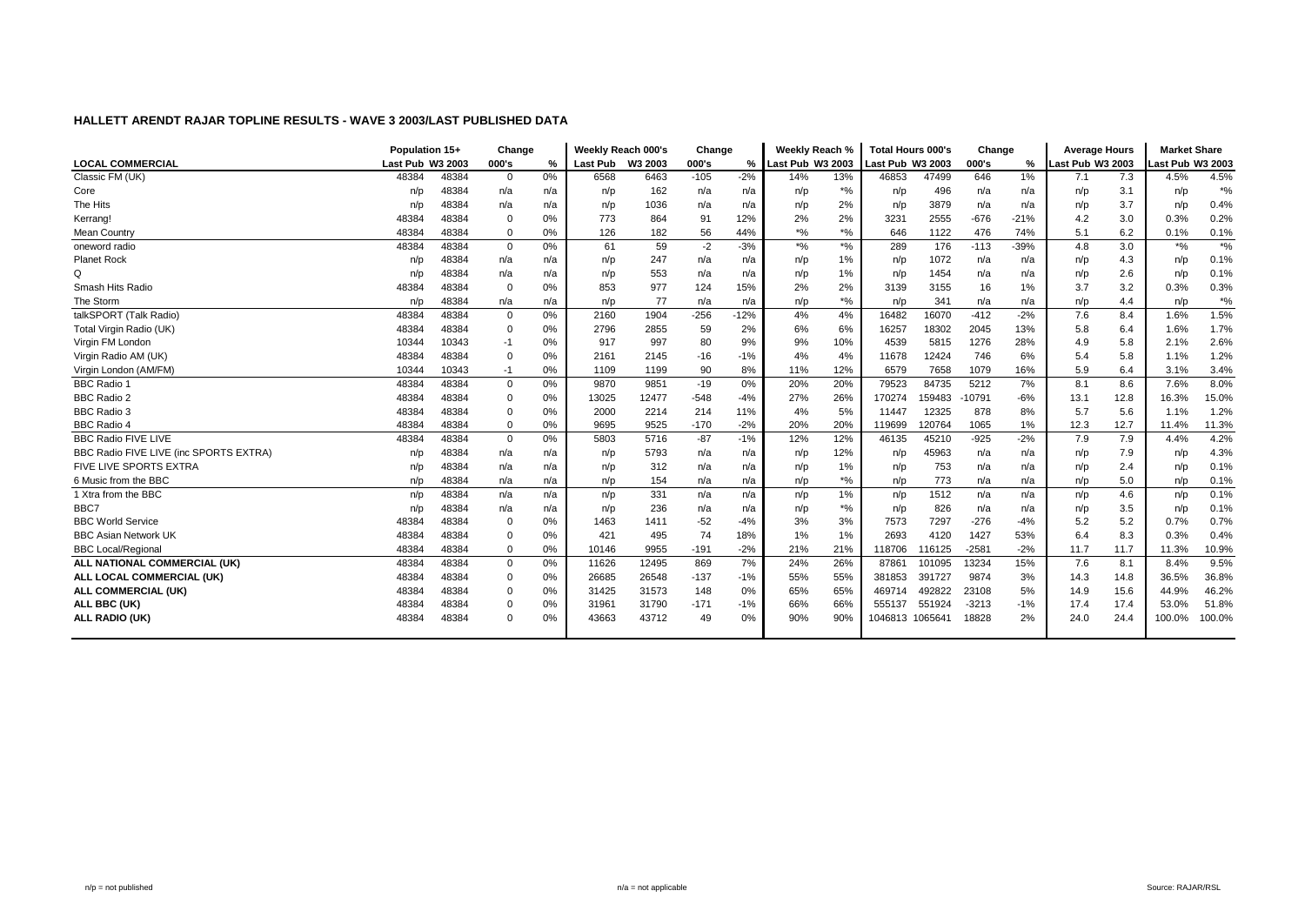### HALLETT ARENDT RAJAR TOPLINE RESULTS - WAVE 3 2003/LAST PUBLISHED DATA

| | Population 15+ | | Change | | Weekly Reach 000's | | Change | | Weekly Reach % | | Total Hours 000's | | Change | | Average Hours | | Market Share | |
|---|---|---|---|---|---|---|---|---|---|---|---|---|---|---|---|---|---|---|
| LOCAL COMMERCIAL | Last Pub | W3 2003 | 000's | % | Last Pub | W3 2003 | 000's | % | Last Pub | W3 2003 | Last Pub | W3 2003 | 000's | % | Last Pub | W3 2003 | Last Pub | W3 2003 |
| Classic FM (UK) | 48384 | 48384 | 0 | 0% | 6568 | 6463 | -105 | -2% | 14% | 13% | 46853 | 47499 | 646 | 1% | 7.1 | 7.3 | 4.5% | 4.5% |
| Core | n/p | 48384 | n/a | n/a | n/p | 162 | n/a | n/a | n/p | *% | n/p | 496 | n/a | n/a | n/p | 3.1 | n/p | *% |
| The Hits | n/p | 48384 | n/a | n/a | n/p | 1036 | n/a | n/a | n/p | 2% | n/p | 3879 | n/a | n/a | n/p | 3.7 | n/p | 0.4% |
| Kerrang! | 48384 | 48384 | 0 | 0% | 773 | 864 | 91 | 12% | 2% | 2% | 3231 | 2555 | -676 | -21% | 4.2 | 3.0 | 0.3% | 0.2% |
| Mean Country | 48384 | 48384 | 0 | 0% | 126 | 182 | 56 | 44% | *% | *% | 646 | 1122 | 476 | 74% | 5.1 | 6.2 | 0.1% | 0.1% |
| oneword radio | 48384 | 48384 | 0 | 0% | 61 | 59 | -2 | -3% | *% | *% | 289 | 176 | -113 | -39% | 4.8 | 3.0 | *% | *% |
| Planet Rock | n/p | 48384 | n/a | n/a | n/p | 247 | n/a | n/a | n/p | 1% | n/p | 1072 | n/a | n/a | n/p | 4.3 | n/p | 0.1% |
| Q | n/p | 48384 | n/a | n/a | n/p | 553 | n/a | n/a | n/p | 1% | n/p | 1454 | n/a | n/a | n/p | 2.6 | n/p | 0.1% |
| Smash Hits Radio | 48384 | 48384 | 0 | 0% | 853 | 977 | 124 | 15% | 2% | 2% | 3139 | 3155 | 16 | 1% | 3.7 | 3.2 | 0.3% | 0.3% |
| The Storm | n/p | 48384 | n/a | n/a | n/p | 77 | n/a | n/a | n/p | *% | n/p | 341 | n/a | n/a | n/p | 4.4 | n/p | *% |
| talkSPORT (Talk Radio) | 48384 | 48384 | 0 | 0% | 2160 | 1904 | -256 | -12% | 4% | 4% | 16482 | 16070 | -412 | -2% | 7.6 | 8.4 | 1.6% | 1.5% |
| Total Virgin Radio (UK) | 48384 | 48384 | 0 | 0% | 2796 | 2855 | 59 | 2% | 6% | 6% | 16257 | 18302 | 2045 | 13% | 5.8 | 6.4 | 1.6% | 1.7% |
| Virgin FM London | 10344 | 10343 | -1 | 0% | 917 | 997 | 80 | 9% | 9% | 10% | 4539 | 5815 | 1276 | 28% | 4.9 | 5.8 | 2.1% | 2.6% |
| Virgin Radio AM (UK) | 48384 | 48384 | 0 | 0% | 2161 | 2145 | -16 | -1% | 4% | 4% | 11678 | 12424 | 746 | 6% | 5.4 | 5.8 | 1.1% | 1.2% |
| Virgin London (AM/FM) | 10344 | 10343 | -1 | 0% | 1109 | 1199 | 90 | 8% | 11% | 12% | 6579 | 7658 | 1079 | 16% | 5.9 | 6.4 | 3.1% | 3.4% |
| BBC Radio 1 | 48384 | 48384 | 0 | 0% | 9870 | 9851 | -19 | 0% | 20% | 20% | 79523 | 84735 | 5212 | 7% | 8.1 | 8.6 | 7.6% | 8.0% |
| BBC Radio 2 | 48384 | 48384 | 0 | 0% | 13025 | 12477 | -548 | -4% | 27% | 26% | 170274 | 159483 | -10791 | -6% | 13.1 | 12.8 | 16.3% | 15.0% |
| BBC Radio 3 | 48384 | 48384 | 0 | 0% | 2000 | 2214 | 214 | 11% | 4% | 5% | 11447 | 12325 | 878 | 8% | 5.7 | 5.6 | 1.1% | 1.2% |
| BBC Radio 4 | 48384 | 48384 | 0 | 0% | 9695 | 9525 | -170 | -2% | 20% | 20% | 119699 | 120764 | 1065 | 1% | 12.3 | 12.7 | 11.4% | 11.3% |
| BBC Radio FIVE LIVE | 48384 | 48384 | 0 | 0% | 5803 | 5716 | -87 | -1% | 12% | 12% | 46135 | 45210 | -925 | -2% | 7.9 | 7.9 | 4.4% | 4.2% |
| BBC Radio FIVE LIVE (inc SPORTS EXTRA) | n/p | 48384 | n/a | n/a | n/p | 5793 | n/a | n/a | n/p | 12% | n/p | 45963 | n/a | n/a | n/p | 7.9 | n/p | 4.3% |
| FIVE LIVE SPORTS EXTRA | n/p | 48384 | n/a | n/a | n/p | 312 | n/a | n/a | n/p | 1% | n/p | 753 | n/a | n/a | n/p | 2.4 | n/p | 0.1% |
| 6 Music from the BBC | n/p | 48384 | n/a | n/a | n/p | 154 | n/a | n/a | n/p | *% | n/p | 773 | n/a | n/a | n/p | 5.0 | n/p | 0.1% |
| 1 Xtra from the BBC | n/p | 48384 | n/a | n/a | n/p | 331 | n/a | n/a | n/p | 1% | n/p | 1512 | n/a | n/a | n/p | 4.6 | n/p | 0.1% |
| BBC7 | n/p | 48384 | n/a | n/a | n/p | 236 | n/a | n/a | n/p | *% | n/p | 826 | n/a | n/a | n/p | 3.5 | n/p | 0.1% |
| BBC World Service | 48384 | 48384 | 0 | 0% | 1463 | 1411 | -52 | -4% | 3% | 3% | 7573 | 7297 | -276 | -4% | 5.2 | 5.2 | 0.7% | 0.7% |
| BBC Asian Network UK | 48384 | 48384 | 0 | 0% | 421 | 495 | 74 | 18% | 1% | 1% | 2693 | 4120 | 1427 | 53% | 6.4 | 8.3 | 0.3% | 0.4% |
| BBC Local/Regional | 48384 | 48384 | 0 | 0% | 10146 | 9955 | -191 | -2% | 21% | 21% | 118706 | 116125 | -2581 | -2% | 11.7 | 11.7 | 11.3% | 10.9% |
| **ALL NATIONAL COMMERCIAL (UK)** | 48384 | 48384 | 0 | 0% | 11626 | 12495 | 869 | 7% | 24% | 26% | 87861 | 101095 | 13234 | 15% | 7.6 | 8.1 | 8.4% | 9.5% |
| **ALL LOCAL COMMERCIAL (UK)** | 48384 | 48384 | 0 | 0% | 26685 | 26548 | -137 | -1% | 55% | 55% | 381853 | 391727 | 9874 | 3% | 14.3 | 14.8 | 36.5% | 36.8% |
| **ALL COMMERCIAL (UK)** | 48384 | 48384 | 0 | 0% | 31425 | 31573 | 148 | 0% | 65% | 65% | 469714 | 492822 | 23108 | 5% | 14.9 | 15.6 | 44.9% | 46.2% |
| **ALL BBC (UK)** | 48384 | 48384 | 0 | 0% | 31961 | 31790 | -171 | -1% | 66% | 66% | 555137 | 551924 | -3213 | -1% | 17.4 | 17.4 | 53.0% | 51.8% |
| **ALL RADIO (UK)** | 48384 | 48384 | 0 | 0% | 43663 | 43712 | 49 | 0% | 90% | 90% | 1046813 | 1065641 | 18828 | 2% | 24.0 | 24.4 | 100.0% | 100.0% |

n/p = not published

n/a = not applicable

Source: RAJAR/RSL